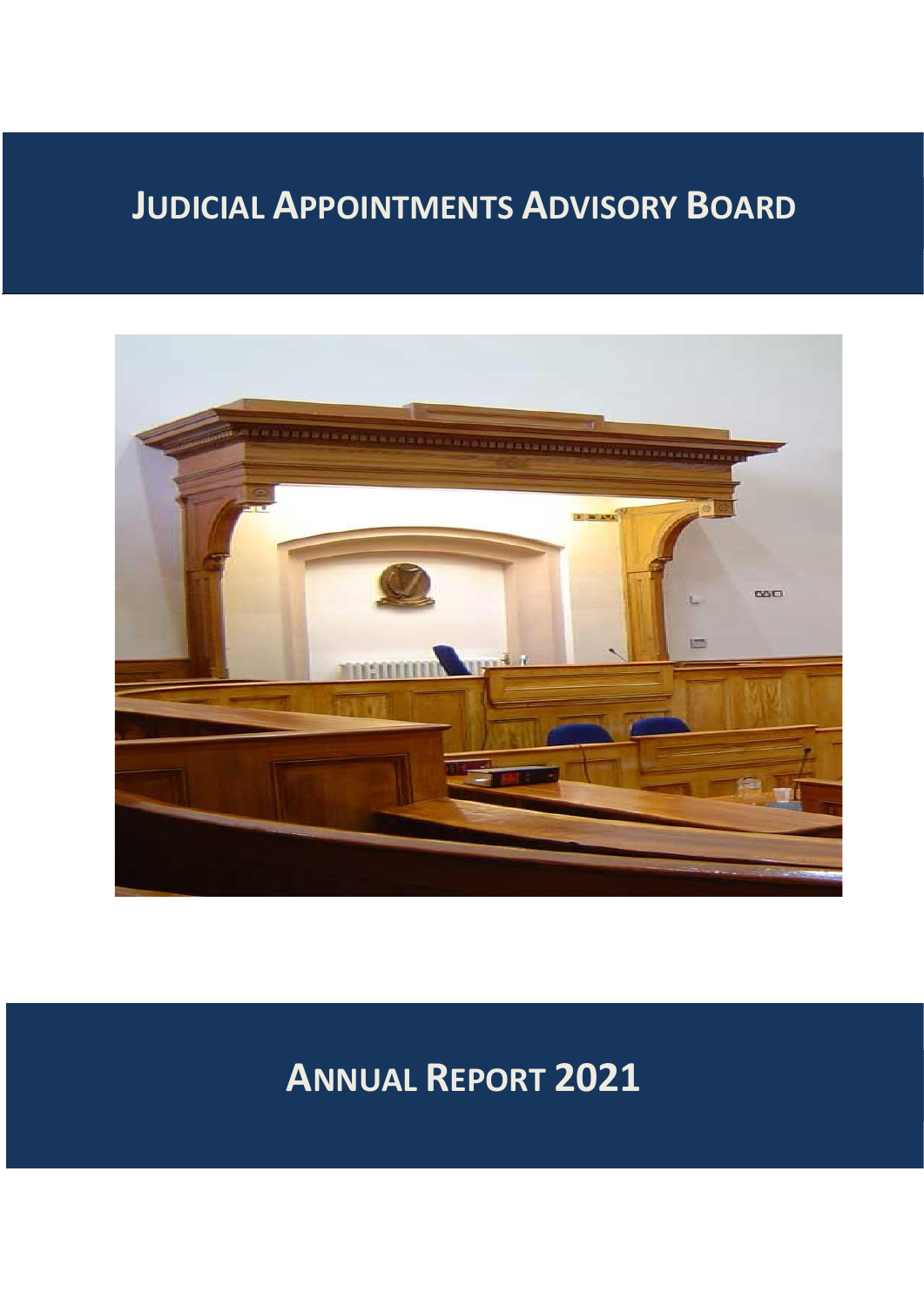# JUDICIAL APPOINTMENTS ADVISORY BOARD

# ANNUAL REPORT 2021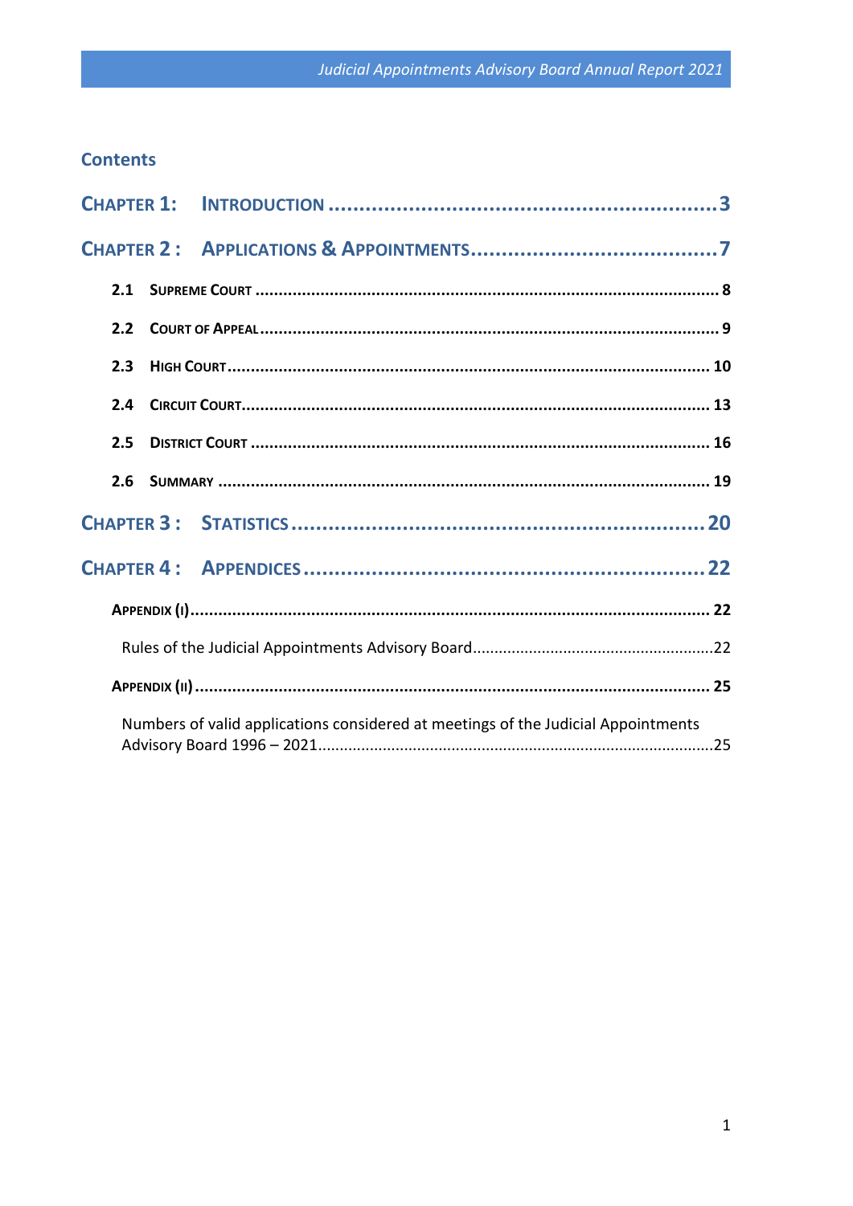# Contents

**CHAPTER 1: INTRODUCTION** ........................................................ 3

**CHAPTER 2 : APPLICATIONS & APPOINTMENTS** ........................................ 7

- **2.1 SUPREME COURT** ........................................................ 8
- **2.2 COURT OF APPEAL** ........................................................ 9
- **2.3 HIGH COURT** ........................................................ 10
- **2.4 CIRCUIT COURT** ........................................................ 13
- **2.5 DISTRICT COURT** ........................................................ 16
- **2.6 SUMMARY** ........................................................ 19

**CHAPTER 3 : STATISTICS** ........................................................ 20

**CHAPTER 4 : APPENDICES** ........................................................ 22

- **APPENDIX (I)** ........................................................ 22
  - Rules of the Judicial Appointments Advisory Board ........................................................ 22
- **APPENDIX (II)** ........................................................ 25
  - Numbers of valid applications considered at meetings of the Judicial Appointments Advisory Board 1996 – 2021 ........................................................ 25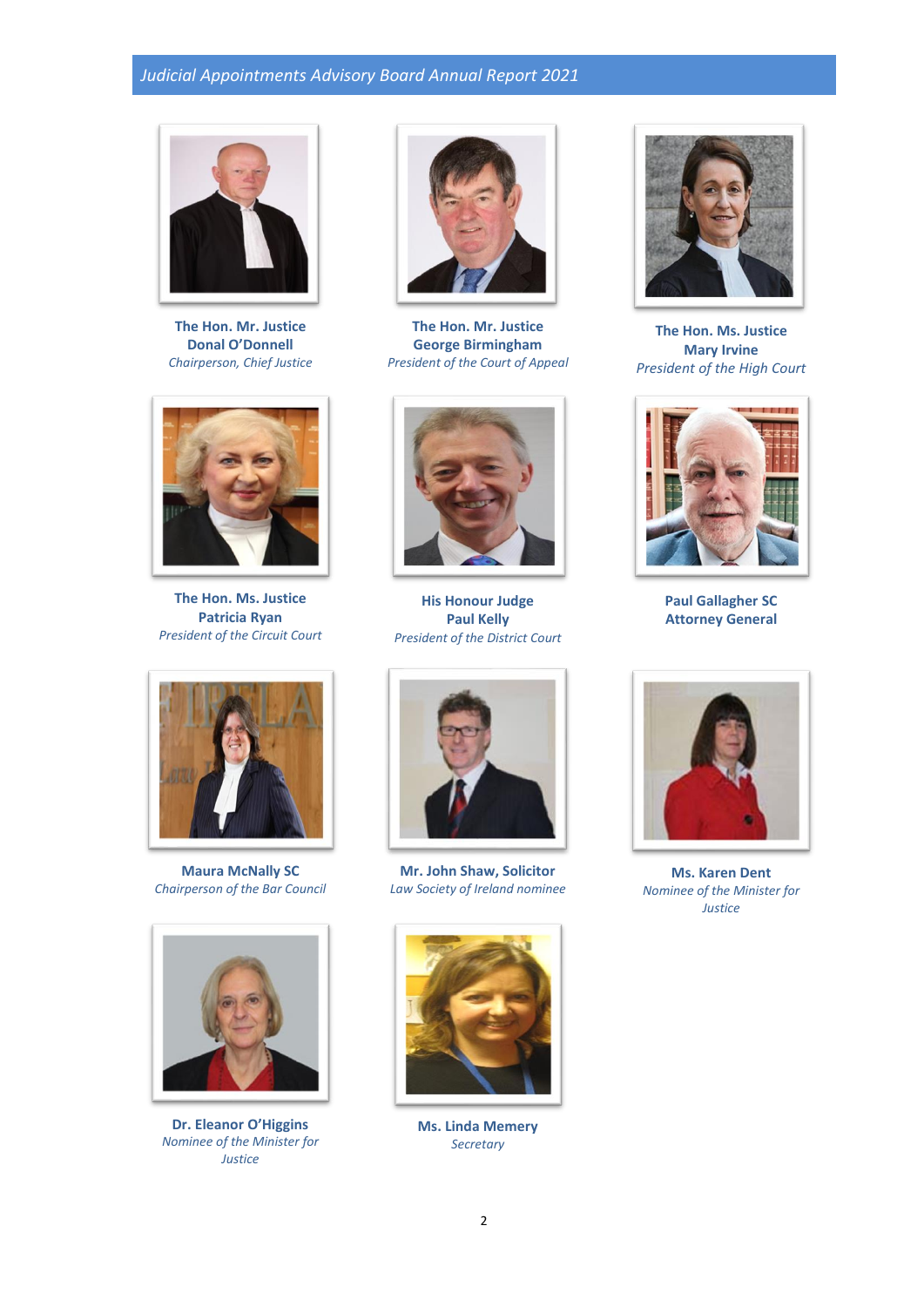**The Hon. Mr. Justice Donal O'Donnell**
*Chairperson, Chief Justice*

**The Hon. Mr. Justice George Birmingham**
*President of the Court of Appeal*

**The Hon. Ms. Justice Mary Irvine**
*President of the High Court*

**The Hon. Ms. Justice Patricia Ryan**
*President of the Circuit Court*

**His Honour Judge Paul Kelly**
*President of the District Court*

**Paul Gallagher SC**
**Attorney General**

**Maura McNally SC**
*Chairperson of the Bar Council*

**Mr. John Shaw, Solicitor**
*Law Society of Ireland nominee*

**Ms. Karen Dent**
*Nominee of the Minister for Justice*

**Dr. Eleanor O'Higgins**
*Nominee of the Minister for Justice*

**Ms. Linda Memery**
*Secretary*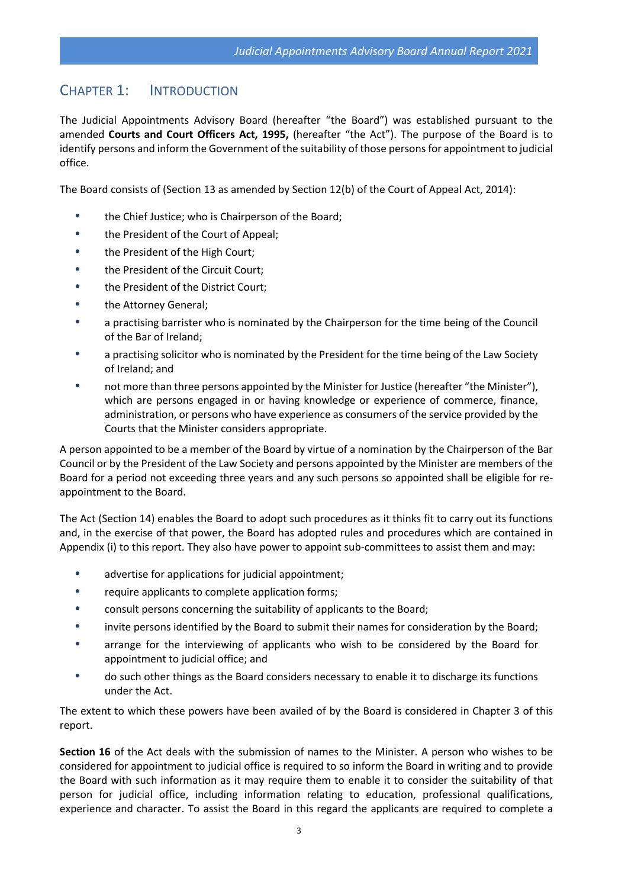# CHAPTER 1: INTRODUCTION

The Judicial Appointments Advisory Board (hereafter "the Board") was established pursuant to the amended **Courts and Court Officers Act, 1995,** (hereafter "the Act"). The purpose of the Board is to identify persons and inform the Government of the suitability of those persons for appointment to judicial office.

The Board consists of (Section 13 as amended by Section 12(b) of the Court of Appeal Act, 2014):

- the Chief Justice; who is Chairperson of the Board;
- the President of the Court of Appeal;
- the President of the High Court;
- the President of the Circuit Court;
- the President of the District Court;
- the Attorney General;
- a practising barrister who is nominated by the Chairperson for the time being of the Council of the Bar of Ireland;
- a practising solicitor who is nominated by the President for the time being of the Law Society of Ireland; and
- not more than three persons appointed by the Minister for Justice (hereafter "the Minister"), which are persons engaged in or having knowledge or experience of commerce, finance, administration, or persons who have experience as consumers of the service provided by the Courts that the Minister considers appropriate.

A person appointed to be a member of the Board by virtue of a nomination by the Chairperson of the Bar Council or by the President of the Law Society and persons appointed by the Minister are members of the Board for a period not exceeding three years and any such persons so appointed shall be eligible for re-appointment to the Board.

The Act (Section 14) enables the Board to adopt such procedures as it thinks fit to carry out its functions and, in the exercise of that power, the Board has adopted rules and procedures which are contained in Appendix (i) to this report. They also have power to appoint sub-committees to assist them and may:

- advertise for applications for judicial appointment;
- require applicants to complete application forms;
- consult persons concerning the suitability of applicants to the Board;
- invite persons identified by the Board to submit their names for consideration by the Board;
- arrange for the interviewing of applicants who wish to be considered by the Board for appointment to judicial office; and
- do such other things as the Board considers necessary to enable it to discharge its functions under the Act.

The extent to which these powers have been availed of by the Board is considered in Chapter 3 of this report.

**Section 16** of the Act deals with the submission of names to the Minister. A person who wishes to be considered for appointment to judicial office is required to so inform the Board in writing and to provide the Board with such information as it may require them to enable it to consider the suitability of that person for judicial office, including information relating to education, professional qualifications, experience and character. To assist the Board in this regard the applicants are required to complete a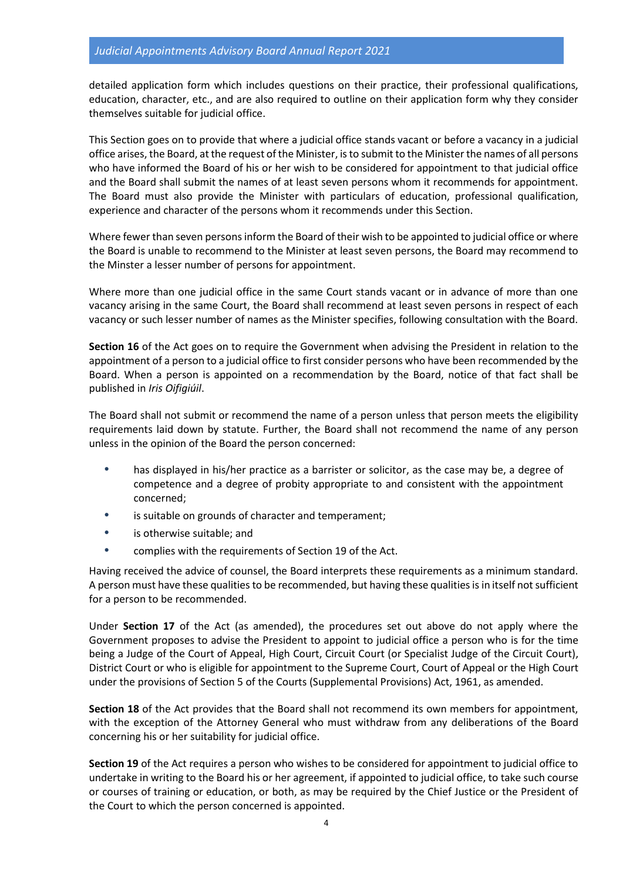detailed application form which includes questions on their practice, their professional qualifications, education, character, etc., and are also required to outline on their application form why they consider themselves suitable for judicial office.

This Section goes on to provide that where a judicial office stands vacant or before a vacancy in a judicial office arises, the Board, at the request of the Minister, is to submit to the Minister the names of all persons who have informed the Board of his or her wish to be considered for appointment to that judicial office and the Board shall submit the names of at least seven persons whom it recommends for appointment. The Board must also provide the Minister with particulars of education, professional qualification, experience and character of the persons whom it recommends under this Section.

Where fewer than seven persons inform the Board of their wish to be appointed to judicial office or where the Board is unable to recommend to the Minister at least seven persons, the Board may recommend to the Minister a lesser number of persons for appointment.

Where more than one judicial office in the same Court stands vacant or in advance of more than one vacancy arising in the same Court, the Board shall recommend at least seven persons in respect of each vacancy or such lesser number of names as the Minister specifies, following consultation with the Board.

**Section 16** of the Act goes on to require the Government when advising the President in relation to the appointment of a person to a judicial office to first consider persons who have been recommended by the Board. When a person is appointed on a recommendation by the Board, notice of that fact shall be published in *Iris Oifigiúil*.

The Board shall not submit or recommend the name of a person unless that person meets the eligibility requirements laid down by statute. Further, the Board shall not recommend the name of any person unless in the opinion of the Board the person concerned:

- has displayed in his/her practice as a barrister or solicitor, as the case may be, a degree of competence and a degree of probity appropriate to and consistent with the appointment concerned;
- is suitable on grounds of character and temperament;
- is otherwise suitable; and
- complies with the requirements of Section 19 of the Act.

Having received the advice of counsel, the Board interprets these requirements as a minimum standard. A person must have these qualities to be recommended, but having these qualities is in itself not sufficient for a person to be recommended.

Under **Section 17** of the Act (as amended), the procedures set out above do not apply where the Government proposes to advise the President to appoint to judicial office a person who is for the time being a Judge of the Court of Appeal, High Court, Circuit Court (or Specialist Judge of the Circuit Court), District Court or who is eligible for appointment to the Supreme Court, Court of Appeal or the High Court under the provisions of Section 5 of the Courts (Supplemental Provisions) Act, 1961, as amended.

**Section 18** of the Act provides that the Board shall not recommend its own members for appointment, with the exception of the Attorney General who must withdraw from any deliberations of the Board concerning his or her suitability for judicial office.

**Section 19** of the Act requires a person who wishes to be considered for appointment to judicial office to undertake in writing to the Board his or her agreement, if appointed to judicial office, to take such course or courses of training or education, or both, as may be required by the Chief Justice or the President of the Court to which the person concerned is appointed.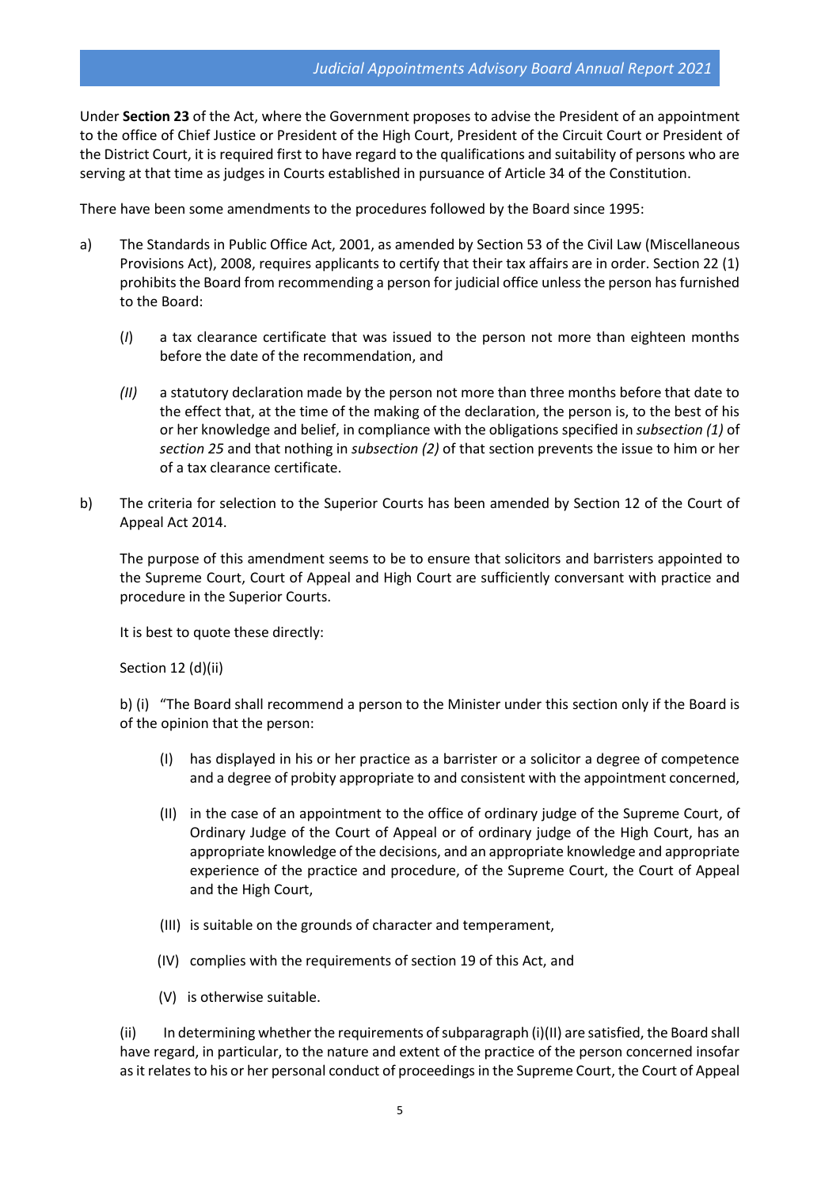Under **Section 23** of the Act, where the Government proposes to advise the President of an appointment to the office of Chief Justice or President of the High Court, President of the Circuit Court or President of the District Court, it is required first to have regard to the qualifications and suitability of persons who are serving at that time as judges in Courts established in pursuance of Article 34 of the Constitution.

There have been some amendments to the procedures followed by the Board since 1995:

a) The Standards in Public Office Act, 2001, as amended by Section 53 of the Civil Law (Miscellaneous Provisions Act), 2008, requires applicants to certify that their tax affairs are in order. Section 22 (1) prohibits the Board from recommending a person for judicial office unless the person has furnished to the Board:

   (*I*) a tax clearance certificate that was issued to the person not more than eighteen months before the date of the recommendation, and

   *(II)* a statutory declaration made by the person not more than three months before that date to the effect that, at the time of the making of the declaration, the person is, to the best of his or her knowledge and belief, in compliance with the obligations specified in *subsection (1)* of *section 25* and that nothing in *subsection (2)* of that section prevents the issue to him or her of a tax clearance certificate.

b) The criteria for selection to the Superior Courts has been amended by Section 12 of the Court of Appeal Act 2014.

   The purpose of this amendment seems to be to ensure that solicitors and barristers appointed to the Supreme Court, Court of Appeal and High Court are sufficiently conversant with practice and procedure in the Superior Courts.

   It is best to quote these directly:

   Section 12 (d)(ii)

   b) (i) "The Board shall recommend a person to the Minister under this section only if the Board is of the opinion that the person:

   (I) has displayed in his or her practice as a barrister or a solicitor a degree of competence and a degree of probity appropriate to and consistent with the appointment concerned,

   (II) in the case of an appointment to the office of ordinary judge of the Supreme Court, of Ordinary Judge of the Court of Appeal or of ordinary judge of the High Court, has an appropriate knowledge of the decisions, and an appropriate knowledge and appropriate experience of the practice and procedure, of the Supreme Court, the Court of Appeal and the High Court,

   (III) is suitable on the grounds of character and temperament,

   (IV) complies with the requirements of section 19 of this Act, and

   (V) is otherwise suitable.

   (ii) In determining whether the requirements of subparagraph (i)(II) are satisfied, the Board shall have regard, in particular, to the nature and extent of the practice of the person concerned insofar as it relates to his or her personal conduct of proceedings in the Supreme Court, the Court of Appeal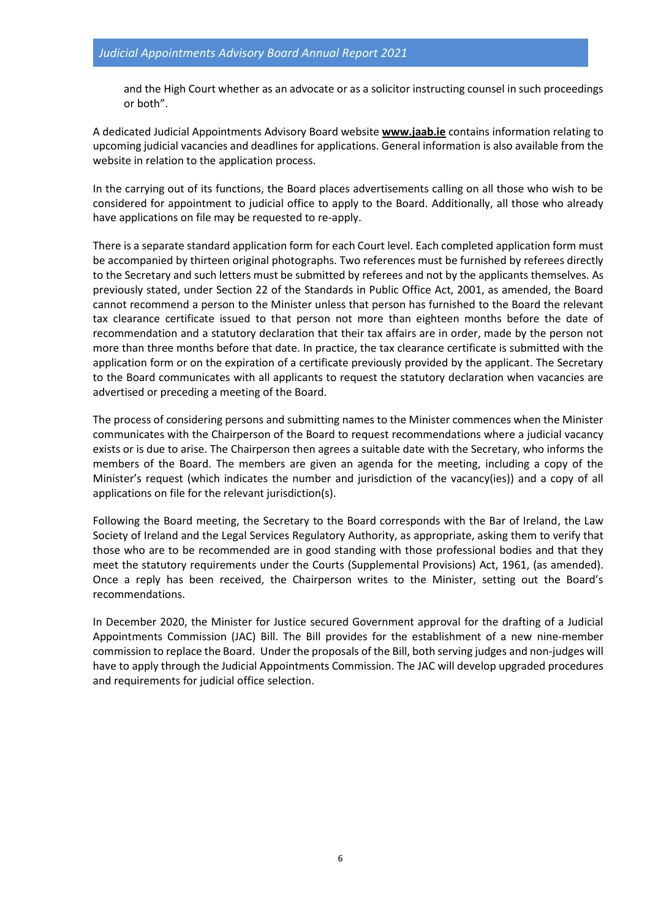and the High Court whether as an advocate or as a solicitor instructing counsel in such proceedings or both".

A dedicated Judicial Appointments Advisory Board website **www.jaab.ie** contains information relating to upcoming judicial vacancies and deadlines for applications. General information is also available from the website in relation to the application process.

In the carrying out of its functions, the Board places advertisements calling on all those who wish to be considered for appointment to judicial office to apply to the Board. Additionally, all those who already have applications on file may be requested to re-apply.

There is a separate standard application form for each Court level. Each completed application form must be accompanied by thirteen original photographs. Two references must be furnished by referees directly to the Secretary and such letters must be submitted by referees and not by the applicants themselves. As previously stated, under Section 22 of the Standards in Public Office Act, 2001, as amended, the Board cannot recommend a person to the Minister unless that person has furnished to the Board the relevant tax clearance certificate issued to that person not more than eighteen months before the date of recommendation and a statutory declaration that their tax affairs are in order, made by the person not more than three months before that date. In practice, the tax clearance certificate is submitted with the application form or on the expiration of a certificate previously provided by the applicant. The Secretary to the Board communicates with all applicants to request the statutory declaration when vacancies are advertised or preceding a meeting of the Board.

The process of considering persons and submitting names to the Minister commences when the Minister communicates with the Chairperson of the Board to request recommendations where a judicial vacancy exists or is due to arise. The Chairperson then agrees a suitable date with the Secretary, who informs the members of the Board. The members are given an agenda for the meeting, including a copy of the Minister's request (which indicates the number and jurisdiction of the vacancy(ies)) and a copy of all applications on file for the relevant jurisdiction(s).

Following the Board meeting, the Secretary to the Board corresponds with the Bar of Ireland, the Law Society of Ireland and the Legal Services Regulatory Authority, as appropriate, asking them to verify that those who are to be recommended are in good standing with those professional bodies and that they meet the statutory requirements under the Courts (Supplemental Provisions) Act, 1961, (as amended). Once a reply has been received, the Chairperson writes to the Minister, setting out the Board's recommendations.

In December 2020, the Minister for Justice secured Government approval for the drafting of a Judicial Appointments Commission (JAC) Bill. The Bill provides for the establishment of a new nine-member commission to replace the Board. Under the proposals of the Bill, both serving judges and non-judges will have to apply through the Judicial Appointments Commission. The JAC will develop upgraded procedures and requirements for judicial office selection.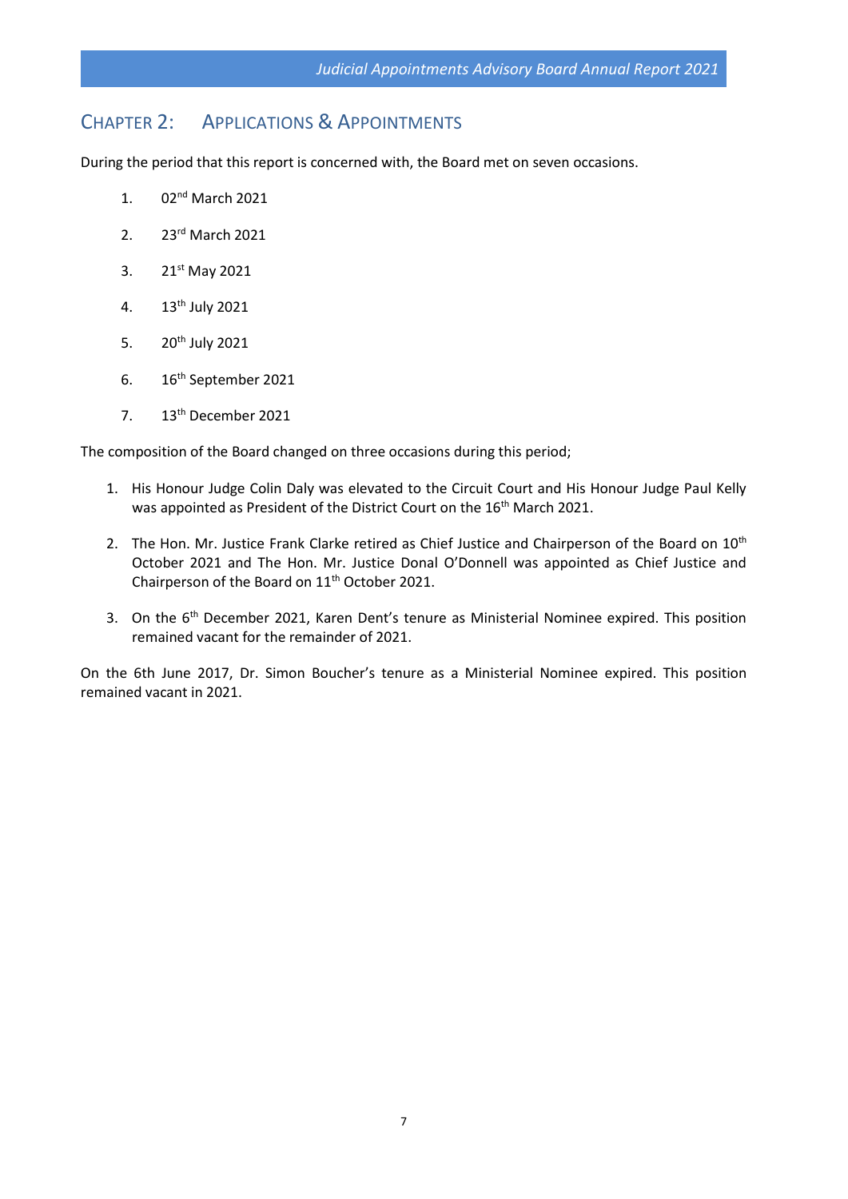## CHAPTER 2: APPLICATIONS & APPOINTMENTS

During the period that this report is concerned with, the Board met on seven occasions.

1. 02nd March 2021
2. 23rd March 2021
3. 21st May 2021
4. 13th July 2021
5. 20th July 2021
6. 16th September 2021
7. 13th December 2021

The composition of the Board changed on three occasions during this period;

1. His Honour Judge Colin Daly was elevated to the Circuit Court and His Honour Judge Paul Kelly was appointed as President of the District Court on the 16th March 2021.
2. The Hon. Mr. Justice Frank Clarke retired as Chief Justice and Chairperson of the Board on 10th October 2021 and The Hon. Mr. Justice Donal O'Donnell was appointed as Chief Justice and Chairperson of the Board on 11th October 2021.
3. On the 6th December 2021, Karen Dent's tenure as Ministerial Nominee expired. This position remained vacant for the remainder of 2021.

On the 6th June 2017, Dr. Simon Boucher's tenure as a Ministerial Nominee expired. This position remained vacant in 2021.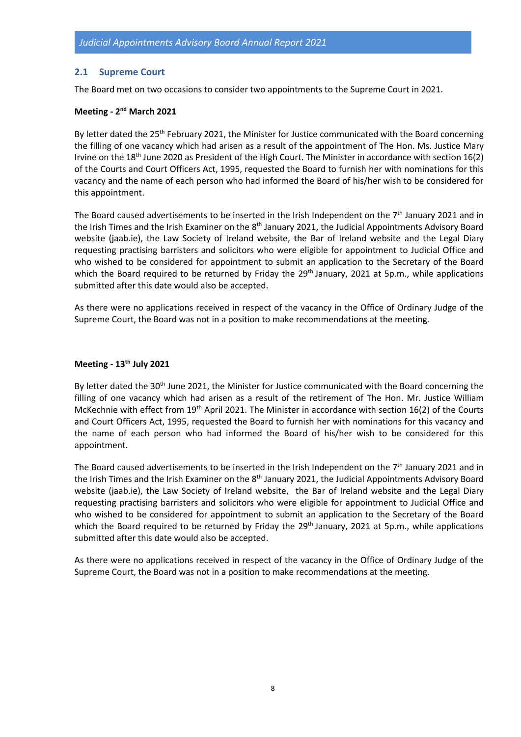## 2.1 Supreme Court

The Board met on two occasions to consider two appointments to the Supreme Court in 2021.

**Meeting - 2nd March 2021**

By letter dated the 25th February 2021, the Minister for Justice communicated with the Board concerning the filling of one vacancy which had arisen as a result of the appointment of The Hon. Ms. Justice Mary Irvine on the 18th June 2020 as President of the High Court. The Minister in accordance with section 16(2) of the Courts and Court Officers Act, 1995, requested the Board to furnish her with nominations for this vacancy and the name of each person who had informed the Board of his/her wish to be considered for this appointment.

The Board caused advertisements to be inserted in the Irish Independent on the 7th January 2021 and in the Irish Times and the Irish Examiner on the 8th January 2021, the Judicial Appointments Advisory Board website (jaab.ie), the Law Society of Ireland website, the Bar of Ireland website and the Legal Diary requesting practising barristers and solicitors who were eligible for appointment to Judicial Office and who wished to be considered for appointment to submit an application to the Secretary of the Board which the Board required to be returned by Friday the 29th January, 2021 at 5p.m., while applications submitted after this date would also be accepted.

As there were no applications received in respect of the vacancy in the Office of Ordinary Judge of the Supreme Court, the Board was not in a position to make recommendations at the meeting.

**Meeting - 13th July 2021**

By letter dated the 30th June 2021, the Minister for Justice communicated with the Board concerning the filling of one vacancy which had arisen as a result of the retirement of The Hon. Mr. Justice William McKechnie with effect from 19th April 2021. The Minister in accordance with section 16(2) of the Courts and Court Officers Act, 1995, requested the Board to furnish her with nominations for this vacancy and the name of each person who had informed the Board of his/her wish to be considered for this appointment.

The Board caused advertisements to be inserted in the Irish Independent on the 7th January 2021 and in the Irish Times and the Irish Examiner on the 8th January 2021, the Judicial Appointments Advisory Board website (jaab.ie), the Law Society of Ireland website, the Bar of Ireland website and the Legal Diary requesting practising barristers and solicitors who were eligible for appointment to Judicial Office and who wished to be considered for appointment to submit an application to the Secretary of the Board which the Board required to be returned by Friday the 29th January, 2021 at 5p.m., while applications submitted after this date would also be accepted.

As there were no applications received in respect of the vacancy in the Office of Ordinary Judge of the Supreme Court, the Board was not in a position to make recommendations at the meeting.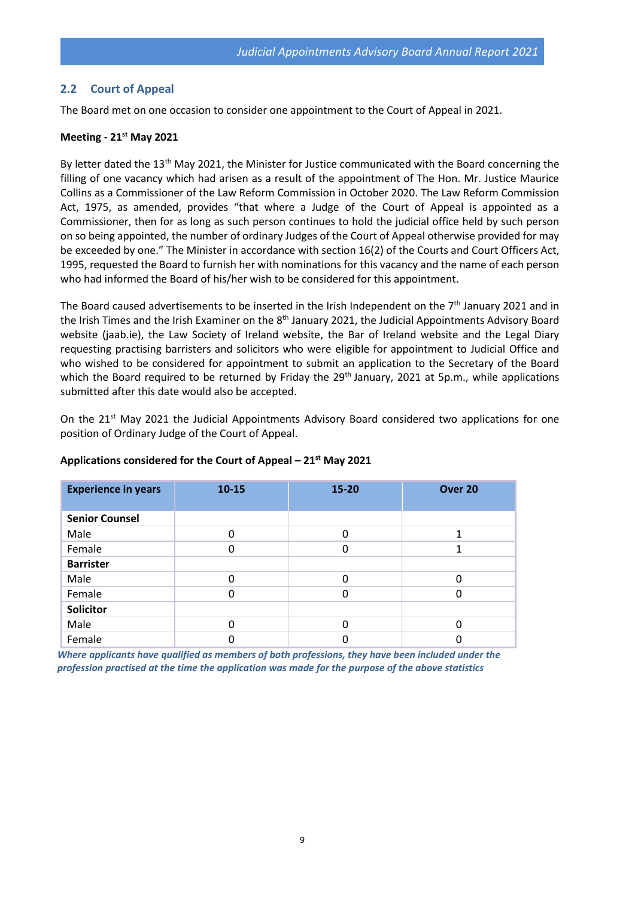## 2.2 Court of Appeal

The Board met on one occasion to consider one appointment to the Court of Appeal in 2021.

**Meeting - 21st May 2021**

By letter dated the 13th May 2021, the Minister for Justice communicated with the Board concerning the filling of one vacancy which had arisen as a result of the appointment of The Hon. Mr. Justice Maurice Collins as a Commissioner of the Law Reform Commission in October 2020. The Law Reform Commission Act, 1975, as amended, provides "that where a Judge of the Court of Appeal is appointed as a Commissioner, then for as long as such person continues to hold the judicial office held by such person on so being appointed, the number of ordinary Judges of the Court of Appeal otherwise provided for may be exceeded by one." The Minister in accordance with section 16(2) of the Courts and Court Officers Act, 1995, requested the Board to furnish her with nominations for this vacancy and the name of each person who had informed the Board of his/her wish to be considered for this appointment.

The Board caused advertisements to be inserted in the Irish Independent on the 7th January 2021 and in the Irish Times and the Irish Examiner on the 8th January 2021, the Judicial Appointments Advisory Board website (jaab.ie), the Law Society of Ireland website, the Bar of Ireland website and the Legal Diary requesting practising barristers and solicitors who were eligible for appointment to Judicial Office and who wished to be considered for appointment to submit an application to the Secretary of the Board which the Board required to be returned by Friday the 29th January, 2021 at 5p.m., while applications submitted after this date would also be accepted.

On the 21st May 2021 the Judicial Appointments Advisory Board considered two applications for one position of Ordinary Judge of the Court of Appeal.

**Applications considered for the Court of Appeal – 21st May 2021**

| Experience in years | 10-15 | 15-20 | Over 20 |
|---|---|---|---|
| **Senior Counsel** | | | |
| Male | 0 | 0 | 1 |
| Female | 0 | 0 | 1 |
| **Barrister** | | | |
| Male | 0 | 0 | 0 |
| Female | 0 | 0 | 0 |
| **Solicitor** | | | |
| Male | 0 | 0 | 0 |
| Female | 0 | 0 | 0 |

***Where applicants have qualified as members of both professions, they have been included under the profession practised at the time the application was made for the purpose of the above statistics***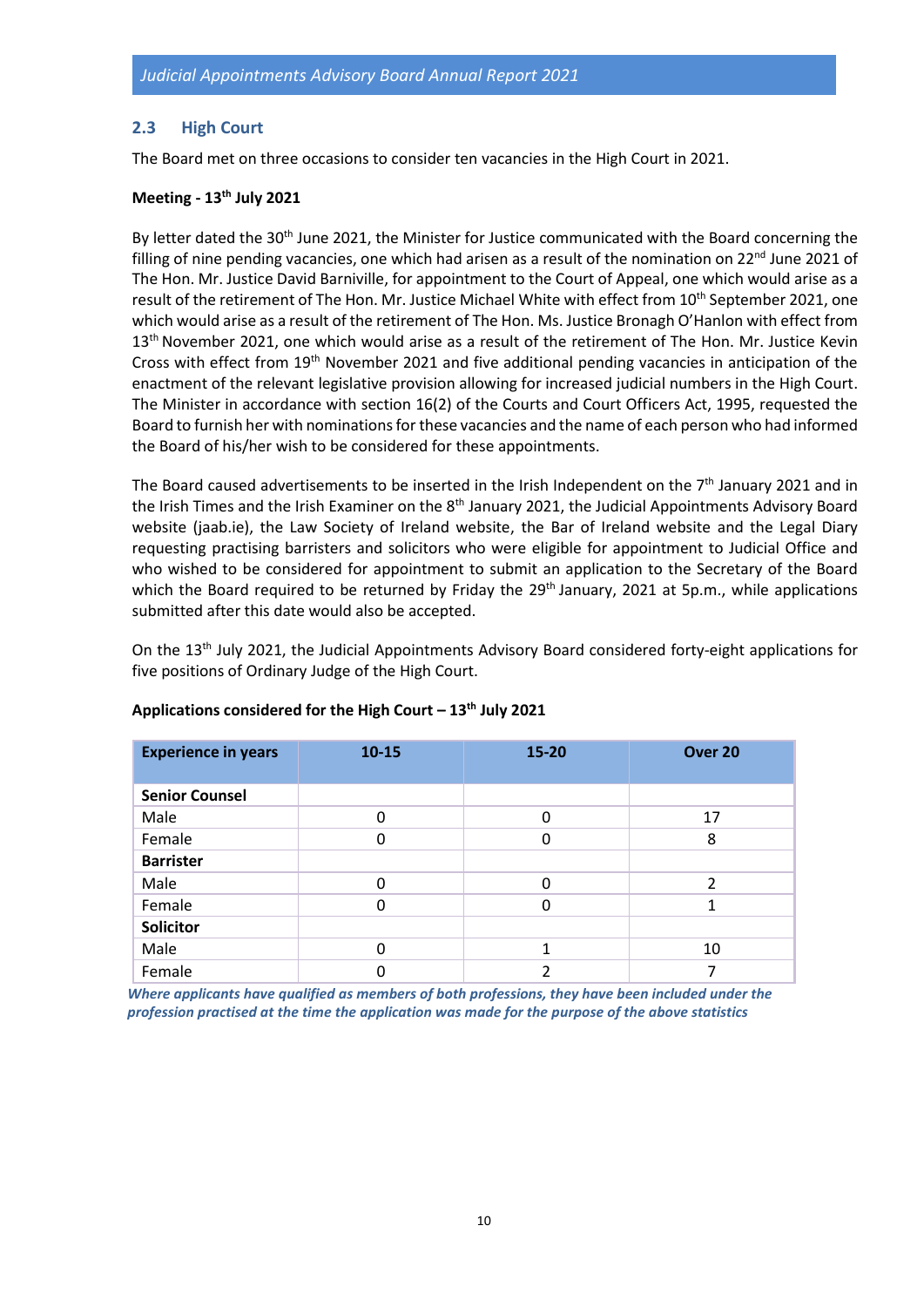## 2.3 High Court

The Board met on three occasions to consider ten vacancies in the High Court in 2021.

**Meeting - 13th July 2021**

By letter dated the 30th June 2021, the Minister for Justice communicated with the Board concerning the filling of nine pending vacancies, one which had arisen as a result of the nomination on 22nd June 2021 of The Hon. Mr. Justice David Barniville, for appointment to the Court of Appeal, one which would arise as a result of the retirement of The Hon. Mr. Justice Michael White with effect from 10th September 2021, one which would arise as a result of the retirement of The Hon. Ms. Justice Bronagh O'Hanlon with effect from 13th November 2021, one which would arise as a result of the retirement of The Hon. Mr. Justice Kevin Cross with effect from 19th November 2021 and five additional pending vacancies in anticipation of the enactment of the relevant legislative provision allowing for increased judicial numbers in the High Court. The Minister in accordance with section 16(2) of the Courts and Court Officers Act, 1995, requested the Board to furnish her with nominations for these vacancies and the name of each person who had informed the Board of his/her wish to be considered for these appointments.

The Board caused advertisements to be inserted in the Irish Independent on the 7th January 2021 and in the Irish Times and the Irish Examiner on the 8th January 2021, the Judicial Appointments Advisory Board website (jaab.ie), the Law Society of Ireland website, the Bar of Ireland website and the Legal Diary requesting practising barristers and solicitors who were eligible for appointment to Judicial Office and who wished to be considered for appointment to submit an application to the Secretary of the Board which the Board required to be returned by Friday the 29th January, 2021 at 5p.m., while applications submitted after this date would also be accepted.

On the 13th July 2021, the Judicial Appointments Advisory Board considered forty-eight applications for five positions of Ordinary Judge of the High Court.

**Applications considered for the High Court – 13th July 2021**

| Experience in years | 10-15 | 15-20 | Over 20 |
|---|---|---|---|
| **Senior Counsel** | | | |
| Male | 0 | 0 | 17 |
| Female | 0 | 0 | 8 |
| **Barrister** | | | |
| Male | 0 | 0 | 2 |
| Female | 0 | 0 | 1 |
| **Solicitor** | | | |
| Male | 0 | 1 | 10 |
| Female | 0 | 2 | 7 |

***Where applicants have qualified as members of both professions, they have been included under the profession practised at the time the application was made for the purpose of the above statistics***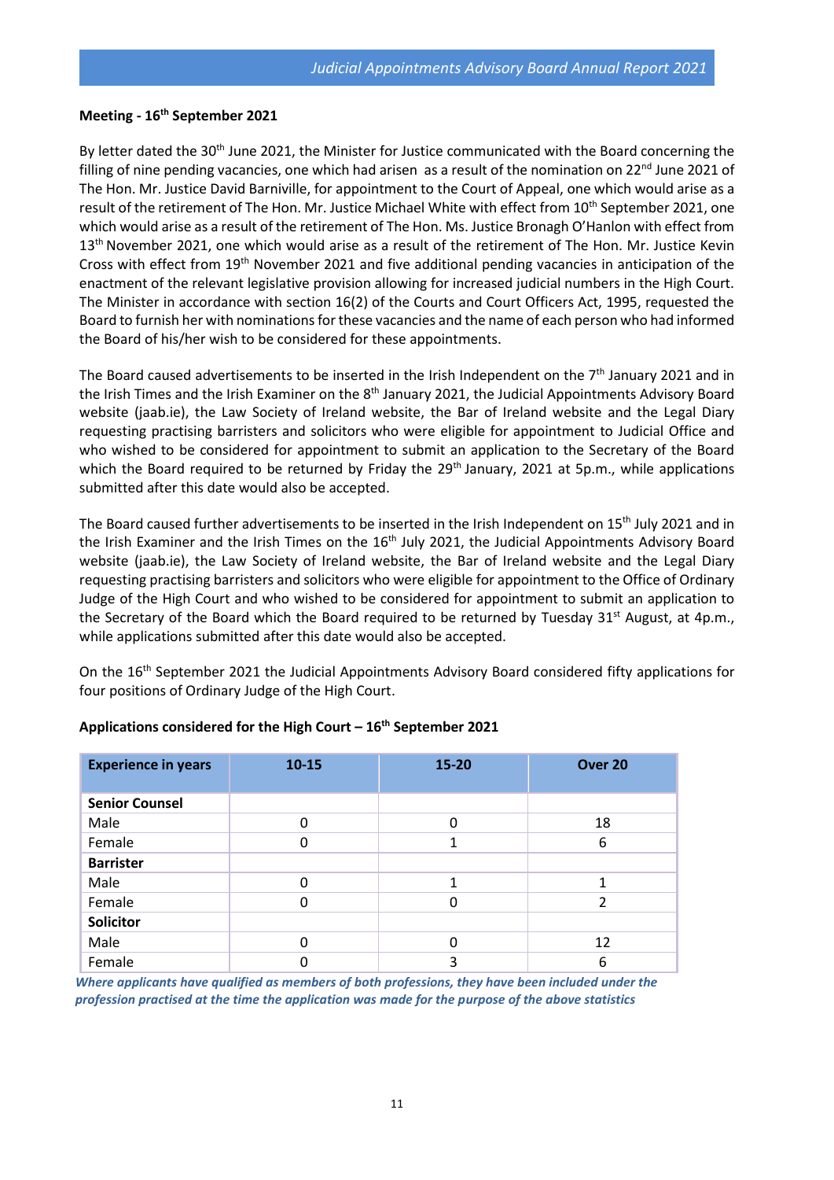**Meeting - 16th September 2021**

By letter dated the 30th June 2021, the Minister for Justice communicated with the Board concerning the filling of nine pending vacancies, one which had arisen as a result of the nomination on 22nd June 2021 of The Hon. Mr. Justice David Barniville, for appointment to the Court of Appeal, one which would arise as a result of the retirement of The Hon. Mr. Justice Michael White with effect from 10th September 2021, one which would arise as a result of the retirement of The Hon. Ms. Justice Bronagh O'Hanlon with effect from 13th November 2021, one which would arise as a result of the retirement of The Hon. Mr. Justice Kevin Cross with effect from 19th November 2021 and five additional pending vacancies in anticipation of the enactment of the relevant legislative provision allowing for increased judicial numbers in the High Court. The Minister in accordance with section 16(2) of the Courts and Court Officers Act, 1995, requested the Board to furnish her with nominations for these vacancies and the name of each person who had informed the Board of his/her wish to be considered for these appointments.

The Board caused advertisements to be inserted in the Irish Independent on the 7th January 2021 and in the Irish Times and the Irish Examiner on the 8th January 2021, the Judicial Appointments Advisory Board website (jaab.ie), the Law Society of Ireland website, the Bar of Ireland website and the Legal Diary requesting practising barristers and solicitors who were eligible for appointment to Judicial Office and who wished to be considered for appointment to submit an application to the Secretary of the Board which the Board required to be returned by Friday the 29th January, 2021 at 5p.m., while applications submitted after this date would also be accepted.

The Board caused further advertisements to be inserted in the Irish Independent on 15th July 2021 and in the Irish Examiner and the Irish Times on the 16th July 2021, the Judicial Appointments Advisory Board website (jaab.ie), the Law Society of Ireland website, the Bar of Ireland website and the Legal Diary requesting practising barristers and solicitors who were eligible for appointment to the Office of Ordinary Judge of the High Court and who wished to be considered for appointment to submit an application to the Secretary of the Board which the Board required to be returned by Tuesday 31st August, at 4p.m., while applications submitted after this date would also be accepted.

On the 16th September 2021 the Judicial Appointments Advisory Board considered fifty applications for four positions of Ordinary Judge of the High Court.

**Applications considered for the High Court – 16th September 2021**

| Experience in years | 10-15 | 15-20 | Over 20 |
|---|---|---|---|
| **Senior Counsel** | | | |
| Male | 0 | 0 | 18 |
| Female | 0 | 1 | 6 |
| **Barrister** | | | |
| Male | 0 | 1 | 1 |
| Female | 0 | 0 | 2 |
| **Solicitor** | | | |
| Male | 0 | 0 | 12 |
| Female | 0 | 3 | 6 |

*Where applicants have qualified as members of both professions, they have been included under the profession practised at the time the application was made for the purpose of the above statistics*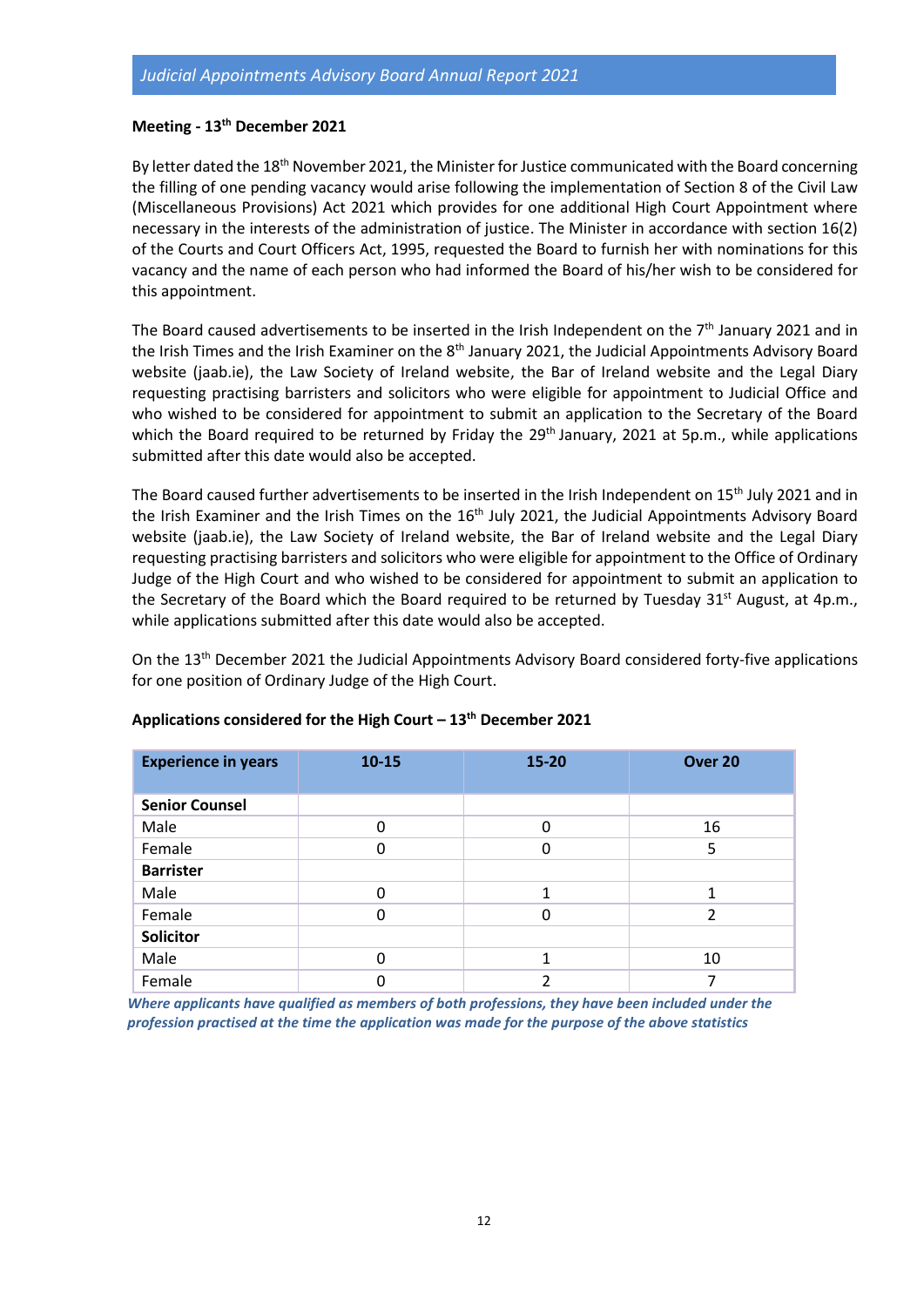**Meeting - 13th December 2021**

By letter dated the 18th November 2021, the Minister for Justice communicated with the Board concerning the filling of one pending vacancy would arise following the implementation of Section 8 of the Civil Law (Miscellaneous Provisions) Act 2021 which provides for one additional High Court Appointment where necessary in the interests of the administration of justice. The Minister in accordance with section 16(2) of the Courts and Court Officers Act, 1995, requested the Board to furnish her with nominations for this vacancy and the name of each person who had informed the Board of his/her wish to be considered for this appointment.

The Board caused advertisements to be inserted in the Irish Independent on the 7th January 2021 and in the Irish Times and the Irish Examiner on the 8th January 2021, the Judicial Appointments Advisory Board website (jaab.ie), the Law Society of Ireland website, the Bar of Ireland website and the Legal Diary requesting practising barristers and solicitors who were eligible for appointment to Judicial Office and who wished to be considered for appointment to submit an application to the Secretary of the Board which the Board required to be returned by Friday the 29th January, 2021 at 5p.m., while applications submitted after this date would also be accepted.

The Board caused further advertisements to be inserted in the Irish Independent on 15th July 2021 and in the Irish Examiner and the Irish Times on the 16th July 2021, the Judicial Appointments Advisory Board website (jaab.ie), the Law Society of Ireland website, the Bar of Ireland website and the Legal Diary requesting practising barristers and solicitors who were eligible for appointment to the Office of Ordinary Judge of the High Court and who wished to be considered for appointment to submit an application to the Secretary of the Board which the Board required to be returned by Tuesday 31st August, at 4p.m., while applications submitted after this date would also be accepted.

On the 13th December 2021 the Judicial Appointments Advisory Board considered forty-five applications for one position of Ordinary Judge of the High Court.

**Applications considered for the High Court – 13th December 2021**

| Experience in years | 10-15 | 15-20 | Over 20 |
|---|---|---|---|
| **Senior Counsel** | | | |
| Male | 0 | 0 | 16 |
| Female | 0 | 0 | 5 |
| **Barrister** | | | |
| Male | 0 | 1 | 1 |
| Female | 0 | 0 | 2 |
| **Solicitor** | | | |
| Male | 0 | 1 | 10 |
| Female | 0 | 2 | 7 |

***Where applicants have qualified as members of both professions, they have been included under the profession practised at the time the application was made for the purpose of the above statistics***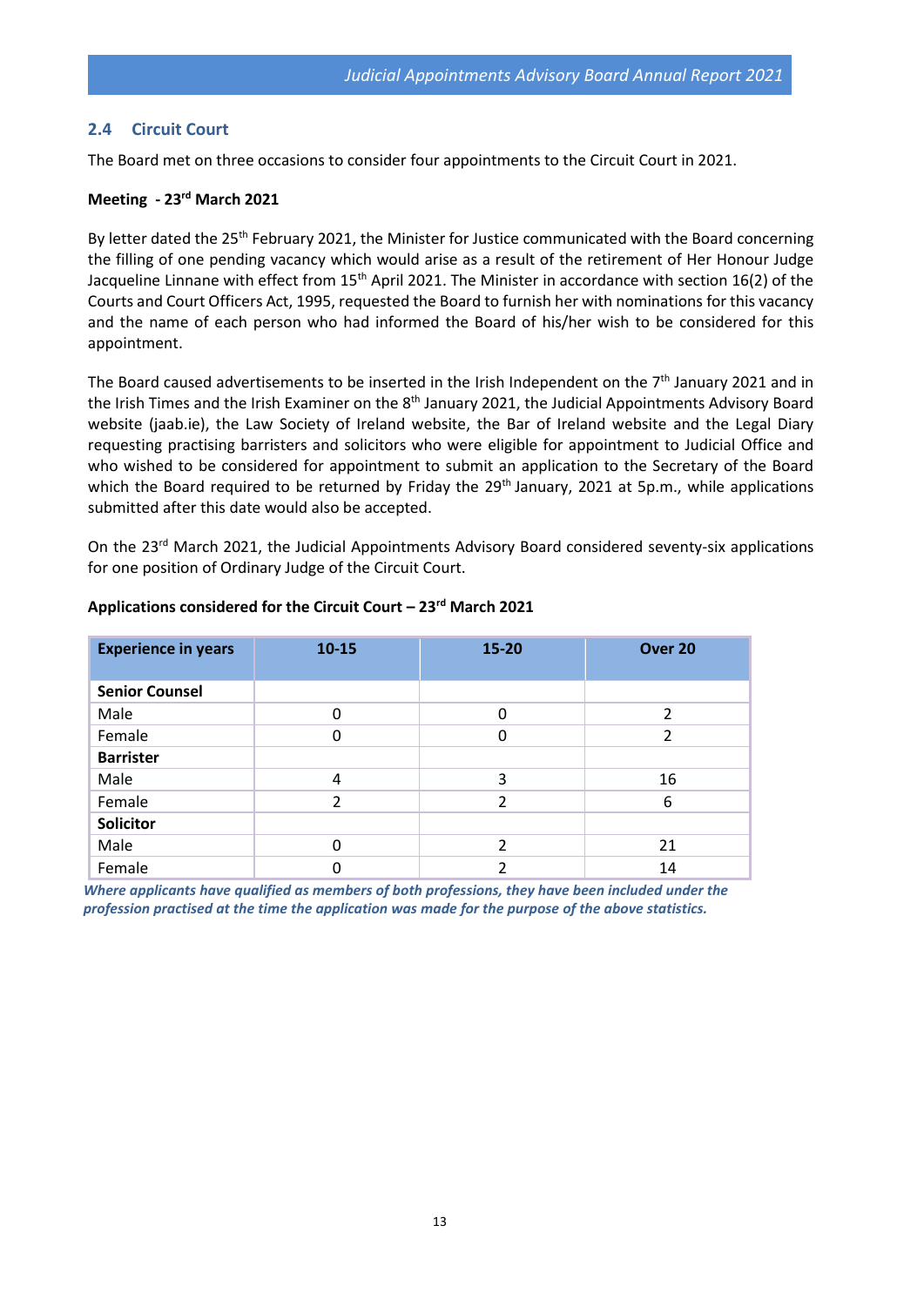## 2.4 Circuit Court

The Board met on three occasions to consider four appointments to the Circuit Court in 2021.

**Meeting - 23rd March 2021**

By letter dated the 25th February 2021, the Minister for Justice communicated with the Board concerning the filling of one pending vacancy which would arise as a result of the retirement of Her Honour Judge Jacqueline Linnane with effect from 15th April 2021. The Minister in accordance with section 16(2) of the Courts and Court Officers Act, 1995, requested the Board to furnish her with nominations for this vacancy and the name of each person who had informed the Board of his/her wish to be considered for this appointment.

The Board caused advertisements to be inserted in the Irish Independent on the 7th January 2021 and in the Irish Times and the Irish Examiner on the 8th January 2021, the Judicial Appointments Advisory Board website (jaab.ie), the Law Society of Ireland website, the Bar of Ireland website and the Legal Diary requesting practising barristers and solicitors who were eligible for appointment to Judicial Office and who wished to be considered for appointment to submit an application to the Secretary of the Board which the Board required to be returned by Friday the 29th January, 2021 at 5p.m., while applications submitted after this date would also be accepted.

On the 23rd March 2021, the Judicial Appointments Advisory Board considered seventy-six applications for one position of Ordinary Judge of the Circuit Court.

**Applications considered for the Circuit Court – 23rd March 2021**

| Experience in years | 10-15 | 15-20 | Over 20 |
|---|---|---|---|
| **Senior Counsel** | | | |
| Male | 0 | 0 | 2 |
| Female | 0 | 0 | 2 |
| **Barrister** | | | |
| Male | 4 | 3 | 16 |
| Female | 2 | 2 | 6 |
| **Solicitor** | | | |
| Male | 0 | 2 | 21 |
| Female | 0 | 2 | 14 |

***Where applicants have qualified as members of both professions, they have been included under the profession practised at the time the application was made for the purpose of the above statistics.***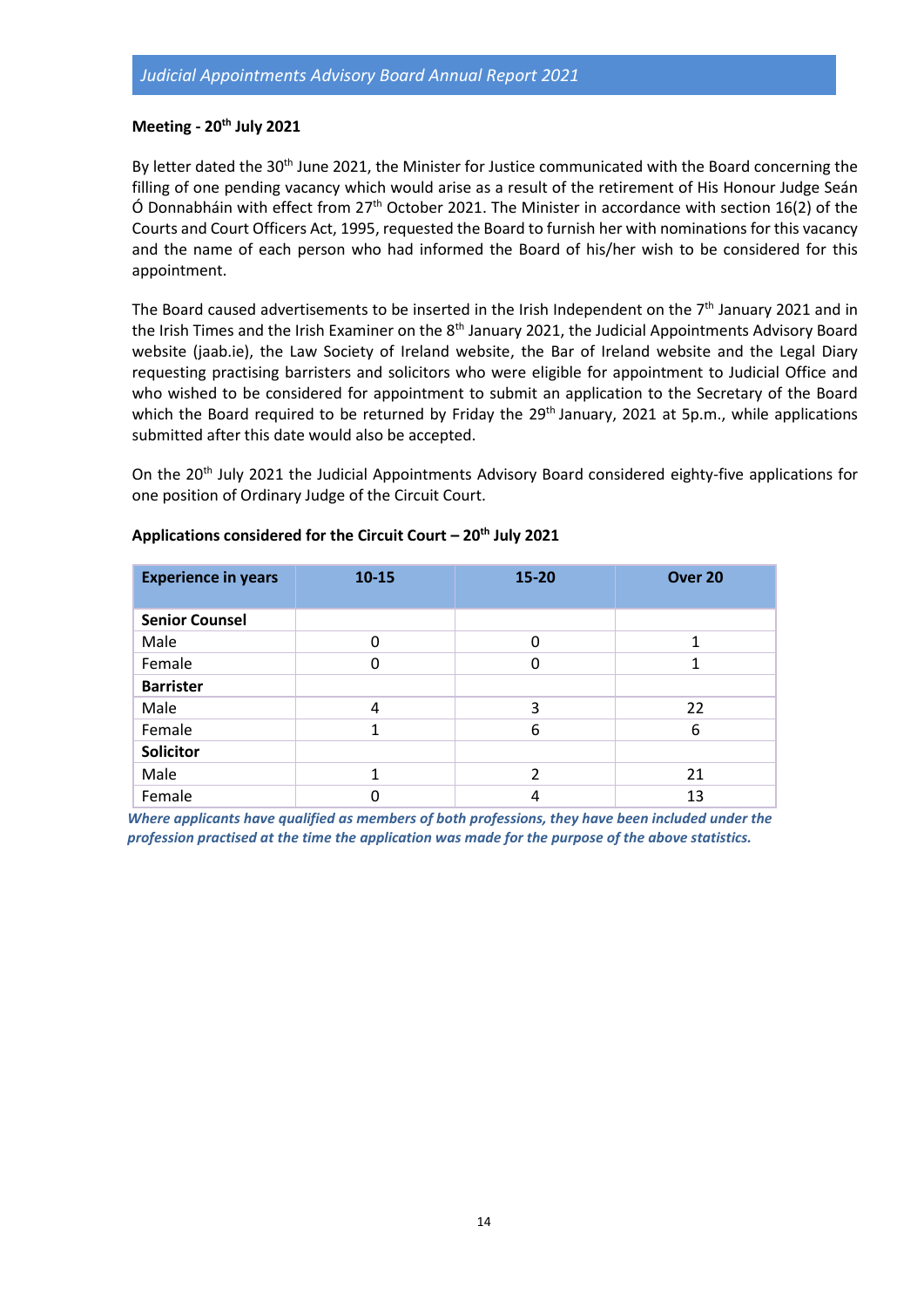**Meeting - 20th July 2021**

By letter dated the 30th June 2021, the Minister for Justice communicated with the Board concerning the filling of one pending vacancy which would arise as a result of the retirement of His Honour Judge Seán Ó Donnabháin with effect from 27th October 2021. The Minister in accordance with section 16(2) of the Courts and Court Officers Act, 1995, requested the Board to furnish her with nominations for this vacancy and the name of each person who had informed the Board of his/her wish to be considered for this appointment.

The Board caused advertisements to be inserted in the Irish Independent on the 7th January 2021 and in the Irish Times and the Irish Examiner on the 8th January 2021, the Judicial Appointments Advisory Board website (jaab.ie), the Law Society of Ireland website, the Bar of Ireland website and the Legal Diary requesting practising barristers and solicitors who were eligible for appointment to Judicial Office and who wished to be considered for appointment to submit an application to the Secretary of the Board which the Board required to be returned by Friday the 29th January, 2021 at 5p.m., while applications submitted after this date would also be accepted.

On the 20th July 2021 the Judicial Appointments Advisory Board considered eighty-five applications for one position of Ordinary Judge of the Circuit Court.

**Applications considered for the Circuit Court – 20th July 2021**

| Experience in years | 10-15 | 15-20 | Over 20 |
|---|---|---|---|
| **Senior Counsel** | | | |
| Male | 0 | 0 | 1 |
| Female | 0 | 0 | 1 |
| **Barrister** | | | |
| Male | 4 | 3 | 22 |
| Female | 1 | 6 | 6 |
| **Solicitor** | | | |
| Male | 1 | 2 | 21 |
| Female | 0 | 4 | 13 |

***Where applicants have qualified as members of both professions, they have been included under the profession practised at the time the application was made for the purpose of the above statistics.***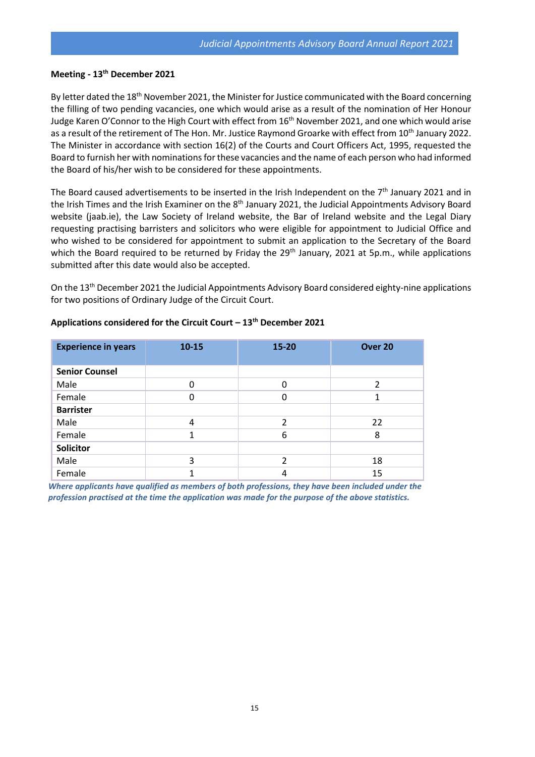**Meeting - 13th December 2021**

By letter dated the 18th November 2021, the Minister for Justice communicated with the Board concerning the filling of two pending vacancies, one which would arise as a result of the nomination of Her Honour Judge Karen O'Connor to the High Court with effect from 16th November 2021, and one which would arise as a result of the retirement of The Hon. Mr. Justice Raymond Groarke with effect from 10th January 2022. The Minister in accordance with section 16(2) of the Courts and Court Officers Act, 1995, requested the Board to furnish her with nominations for these vacancies and the name of each person who had informed the Board of his/her wish to be considered for these appointments.

The Board caused advertisements to be inserted in the Irish Independent on the 7th January 2021 and in the Irish Times and the Irish Examiner on the 8th January 2021, the Judicial Appointments Advisory Board website (jaab.ie), the Law Society of Ireland website, the Bar of Ireland website and the Legal Diary requesting practising barristers and solicitors who were eligible for appointment to Judicial Office and who wished to be considered for appointment to submit an application to the Secretary of the Board which the Board required to be returned by Friday the 29th January, 2021 at 5p.m., while applications submitted after this date would also be accepted.

On the 13th December 2021 the Judicial Appointments Advisory Board considered eighty-nine applications for two positions of Ordinary Judge of the Circuit Court.

**Applications considered for the Circuit Court – 13th December 2021**

| Experience in years | 10-15 | 15-20 | Over 20 |
|---|---|---|---|
| **Senior Counsel** | | | |
| Male | 0 | 0 | 2 |
| Female | 0 | 0 | 1 |
| **Barrister** | | | |
| Male | 4 | 2 | 22 |
| Female | 1 | 6 | 8 |
| **Solicitor** | | | |
| Male | 3 | 2 | 18 |
| Female | 1 | 4 | 15 |

***Where applicants have qualified as members of both professions, they have been included under the profession practised at the time the application was made for the purpose of the above statistics.***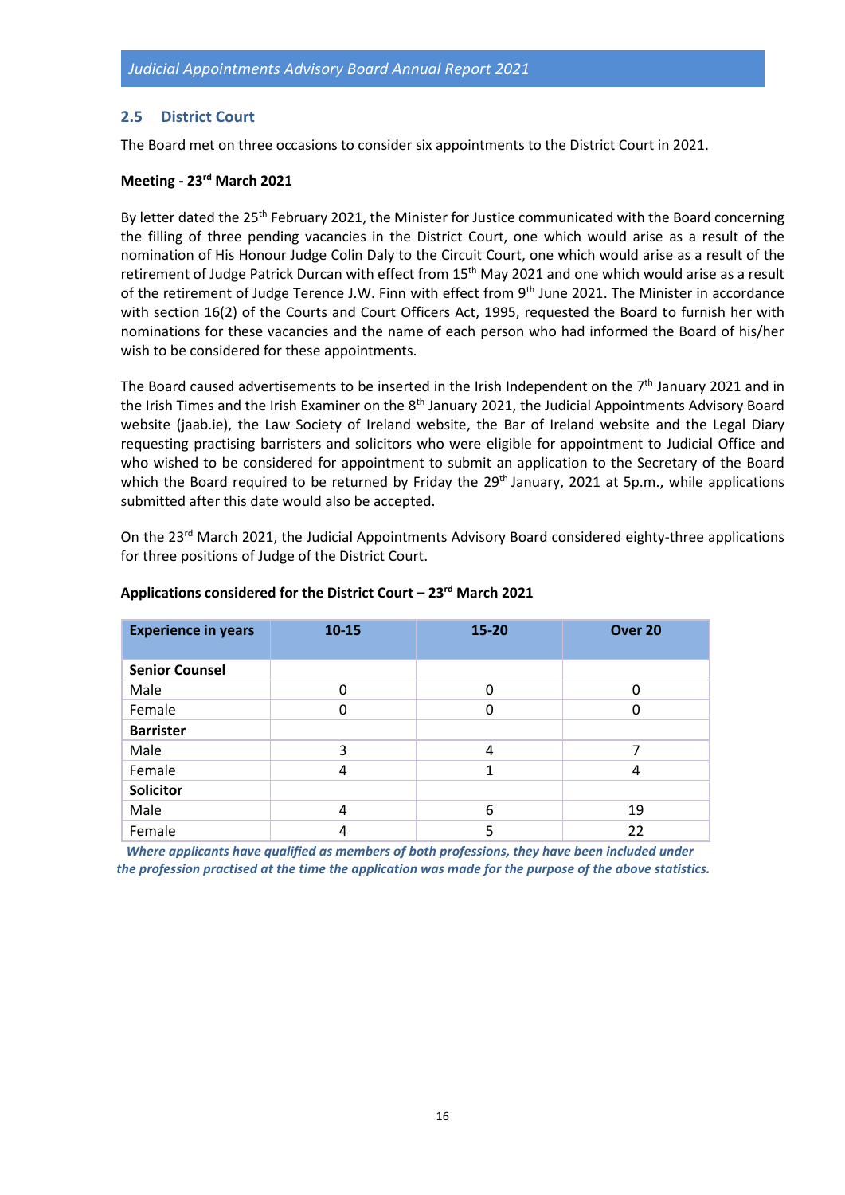## 2.5 District Court

The Board met on three occasions to consider six appointments to the District Court in 2021.

**Meeting - 23rd March 2021**

By letter dated the 25th February 2021, the Minister for Justice communicated with the Board concerning the filling of three pending vacancies in the District Court, one which would arise as a result of the nomination of His Honour Judge Colin Daly to the Circuit Court, one which would arise as a result of the retirement of Judge Patrick Durcan with effect from 15th May 2021 and one which would arise as a result of the retirement of Judge Terence J.W. Finn with effect from 9th June 2021. The Minister in accordance with section 16(2) of the Courts and Court Officers Act, 1995, requested the Board to furnish her with nominations for these vacancies and the name of each person who had informed the Board of his/her wish to be considered for these appointments.

The Board caused advertisements to be inserted in the Irish Independent on the 7th January 2021 and in the Irish Times and the Irish Examiner on the 8th January 2021, the Judicial Appointments Advisory Board website (jaab.ie), the Law Society of Ireland website, the Bar of Ireland website and the Legal Diary requesting practising barristers and solicitors who were eligible for appointment to Judicial Office and who wished to be considered for appointment to submit an application to the Secretary of the Board which the Board required to be returned by Friday the 29th January, 2021 at 5p.m., while applications submitted after this date would also be accepted.

On the 23rd March 2021, the Judicial Appointments Advisory Board considered eighty-three applications for three positions of Judge of the District Court.

**Applications considered for the District Court – 23rd March 2021**

| Experience in years | 10-15 | 15-20 | Over 20 |
|---|---|---|---|
| **Senior Counsel** | | | |
| Male | 0 | 0 | 0 |
| Female | 0 | 0 | 0 |
| **Barrister** | | | |
| Male | 3 | 4 | 7 |
| Female | 4 | 1 | 4 |
| **Solicitor** | | | |
| Male | 4 | 6 | 19 |
| Female | 4 | 5 | 22 |

***Where applicants have qualified as members of both professions, they have been included under the profession practised at the time the application was made for the purpose of the above statistics.***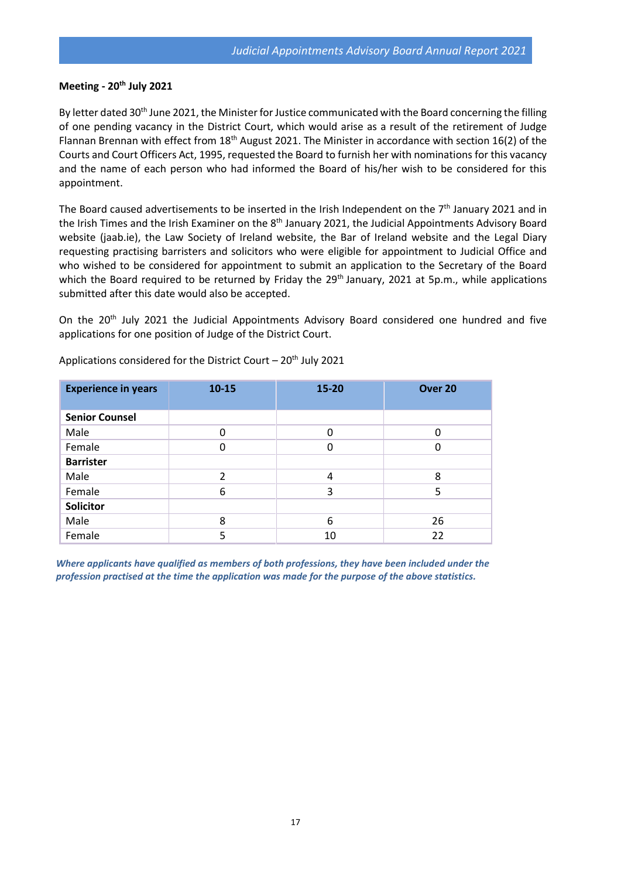**Meeting - 20th July 2021**

By letter dated 30th June 2021, the Minister for Justice communicated with the Board concerning the filling of one pending vacancy in the District Court, which would arise as a result of the retirement of Judge Flannan Brennan with effect from 18th August 2021. The Minister in accordance with section 16(2) of the Courts and Court Officers Act, 1995, requested the Board to furnish her with nominations for this vacancy and the name of each person who had informed the Board of his/her wish to be considered for this appointment.

The Board caused advertisements to be inserted in the Irish Independent on the 7th January 2021 and in the Irish Times and the Irish Examiner on the 8th January 2021, the Judicial Appointments Advisory Board website (jaab.ie), the Law Society of Ireland website, the Bar of Ireland website and the Legal Diary requesting practising barristers and solicitors who were eligible for appointment to Judicial Office and who wished to be considered for appointment to submit an application to the Secretary of the Board which the Board required to be returned by Friday the 29th January, 2021 at 5p.m., while applications submitted after this date would also be accepted.

On the 20th July 2021 the Judicial Appointments Advisory Board considered one hundred and five applications for one position of Judge of the District Court.

Applications considered for the District Court – 20th July 2021

| Experience in years | 10-15 | 15-20 | Over 20 |
|---|---|---|---|
| **Senior Counsel** | | | |
| Male | 0 | 0 | 0 |
| Female | 0 | 0 | 0 |
| **Barrister** | | | |
| Male | 2 | 4 | 8 |
| Female | 6 | 3 | 5 |
| **Solicitor** | | | |
| Male | 8 | 6 | 26 |
| Female | 5 | 10 | 22 |

***Where applicants have qualified as members of both professions, they have been included under the profession practised at the time the application was made for the purpose of the above statistics.***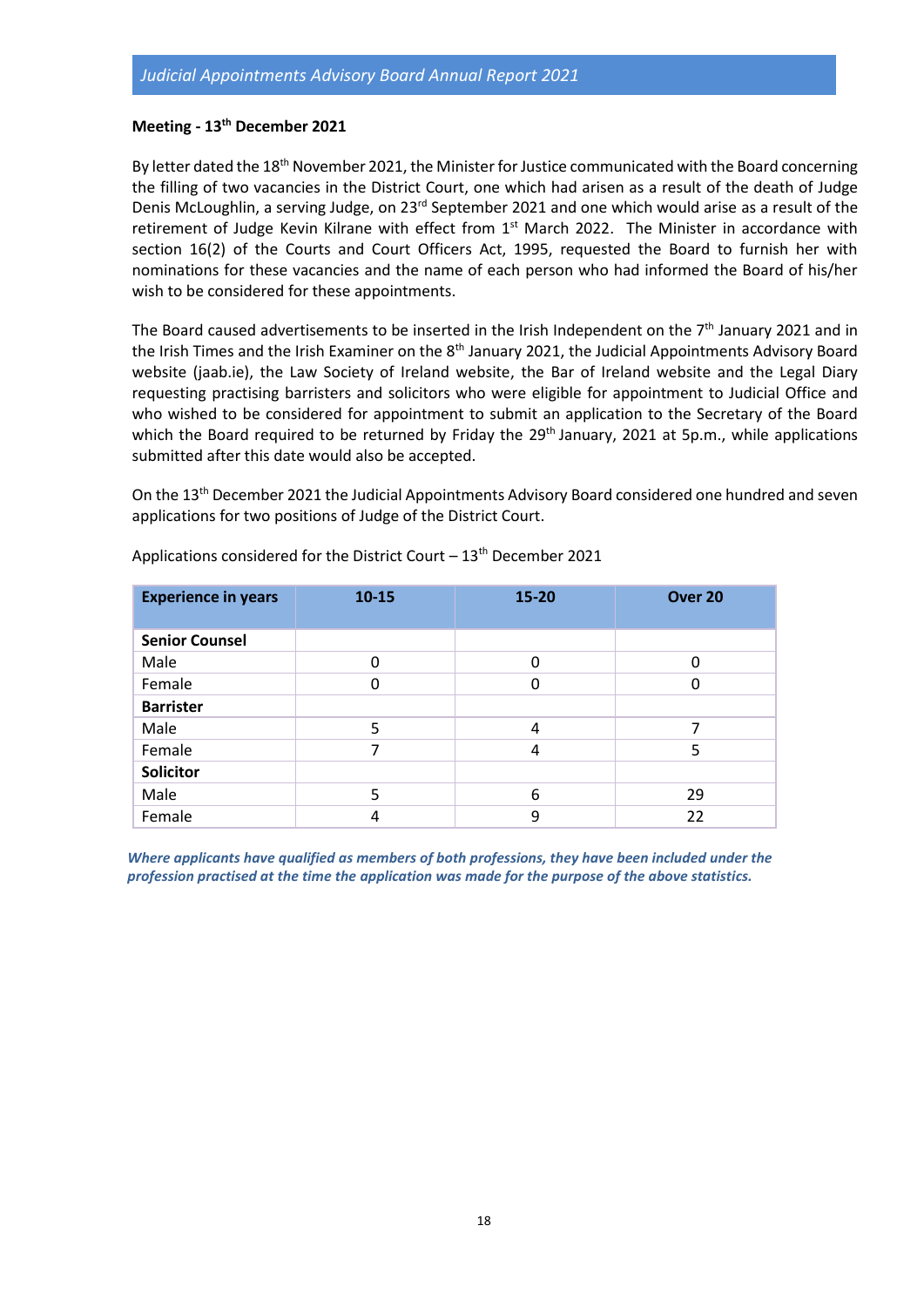### Meeting - 13th December 2021

By letter dated the 18th November 2021, the Minister for Justice communicated with the Board concerning the filling of two vacancies in the District Court, one which had arisen as a result of the death of Judge Denis McLoughlin, a serving Judge, on 23rd September 2021 and one which would arise as a result of the retirement of Judge Kevin Kilrane with effect from 1st March 2022. The Minister in accordance with section 16(2) of the Courts and Court Officers Act, 1995, requested the Board to furnish her with nominations for these vacancies and the name of each person who had informed the Board of his/her wish to be considered for these appointments.

The Board caused advertisements to be inserted in the Irish Independent on the 7th January 2021 and in the Irish Times and the Irish Examiner on the 8th January 2021, the Judicial Appointments Advisory Board website (jaab.ie), the Law Society of Ireland website, the Bar of Ireland website and the Legal Diary requesting practising barristers and solicitors who were eligible for appointment to Judicial Office and who wished to be considered for appointment to submit an application to the Secretary of the Board which the Board required to be returned by Friday the 29th January, 2021 at 5p.m., while applications submitted after this date would also be accepted.

On the 13th December 2021 the Judicial Appointments Advisory Board considered one hundred and seven applications for two positions of Judge of the District Court.

Applications considered for the District Court – 13th December 2021

| Experience in years | 10-15 | 15-20 | Over 20 |
|---|---|---|---|
| **Senior Counsel** | | | |
| Male | 0 | 0 | 0 |
| Female | 0 | 0 | 0 |
| **Barrister** | | | |
| Male | 5 | 4 | 7 |
| Female | 7 | 4 | 5 |
| **Solicitor** | | | |
| Male | 5 | 6 | 29 |
| Female | 4 | 9 | 22 |

***Where applicants have qualified as members of both professions, they have been included under the profession practised at the time the application was made for the purpose of the above statistics.***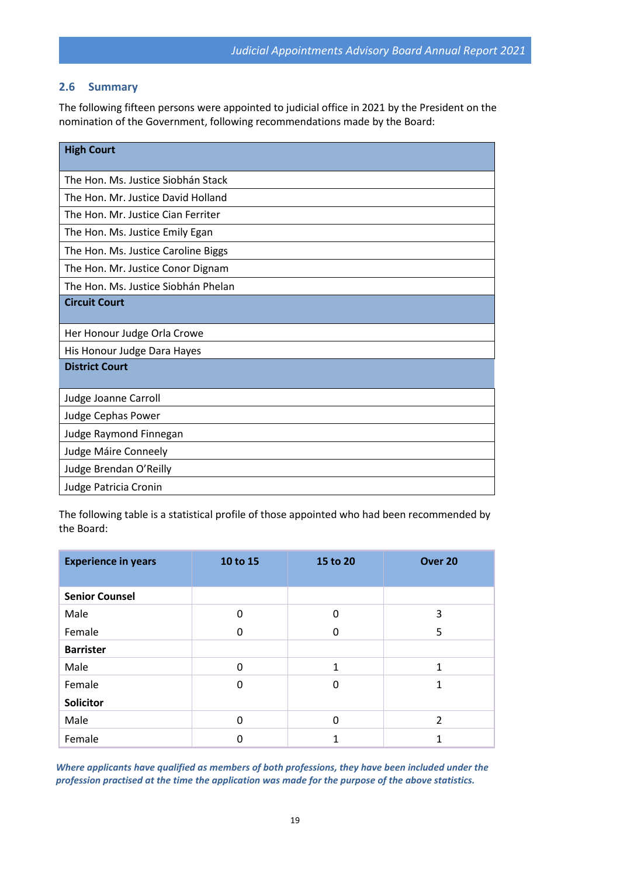## 2.6 Summary

The following fifteen persons were appointed to judicial office in 2021 by the President on the nomination of the Government, following recommendations made by the Board:

| **High Court** |
| --- |
| The Hon. Ms. Justice Siobhán Stack |
| The Hon. Mr. Justice David Holland |
| The Hon. Mr. Justice Cian Ferriter |
| The Hon. Ms. Justice Emily Egan |
| The Hon. Ms. Justice Caroline Biggs |
| The Hon. Mr. Justice Conor Dignam |
| The Hon. Ms. Justice Siobhán Phelan |
| **Circuit Court** |
| Her Honour Judge Orla Crowe |
| His Honour Judge Dara Hayes |
| **District Court** |
| Judge Joanne Carroll |
| Judge Cephas Power |
| Judge Raymond Finnegan |
| Judge Máire Conneely |
| Judge Brendan O'Reilly |
| Judge Patricia Cronin |

The following table is a statistical profile of those appointed who had been recommended by the Board:

| **Experience in years** | **10 to 15** | **15 to 20** | **Over 20** |
| --- | --- | --- | --- |
| **Senior Counsel** | | | |
| Male | 0 | 0 | 3 |
| Female | 0 | 0 | 5 |
| **Barrister** | | | |
| Male | 0 | 1 | 1 |
| Female | 0 | 0 | 1 |
| **Solicitor** | | | |
| Male | 0 | 0 | 2 |
| Female | 0 | 1 | 1 |

***Where applicants have qualified as members of both professions, they have been included under the profession practised at the time the application was made for the purpose of the above statistics.***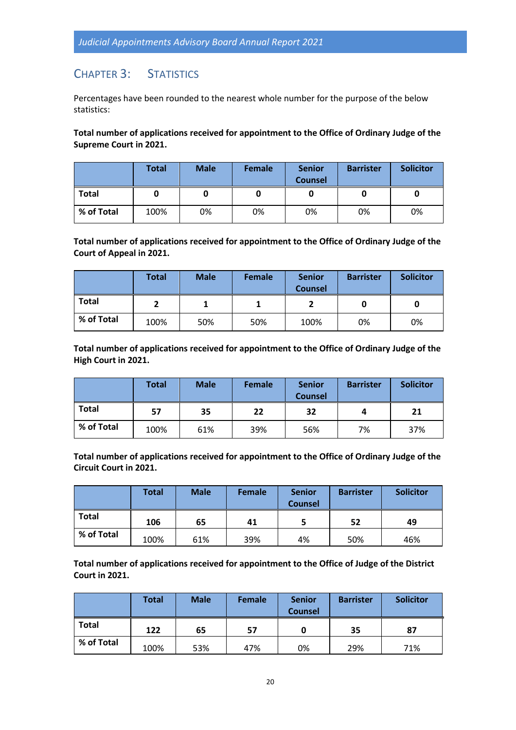## Chapter 3: Statistics

Percentages have been rounded to the nearest whole number for the purpose of the below statistics:

**Total number of applications received for appointment to the Office of Ordinary Judge of the Supreme Court in 2021.**

| | Total | Male | Female | Senior Counsel | Barrister | Solicitor |
|---|---|---|---|---|---|---|
| **Total** | **0** | **0** | **0** | **0** | **0** | **0** |
| **% of Total** | 100% | 0% | 0% | 0% | 0% | 0% |

**Total number of applications received for appointment to the Office of Ordinary Judge of the Court of Appeal in 2021.**

| | Total | Male | Female | Senior Counsel | Barrister | Solicitor |
|---|---|---|---|---|---|---|
| **Total** | **2** | **1** | **1** | **2** | **0** | **0** |
| **% of Total** | 100% | 50% | 50% | 100% | 0% | 0% |

**Total number of applications received for appointment to the Office of Ordinary Judge of the High Court in 2021.**

| | Total | Male | Female | Senior Counsel | Barrister | Solicitor |
|---|---|---|---|---|---|---|
| **Total** | **57** | **35** | **22** | **32** | **4** | **21** |
| **% of Total** | 100% | 61% | 39% | 56% | 7% | 37% |

**Total number of applications received for appointment to the Office of Ordinary Judge of the Circuit Court in 2021.**

| | Total | Male | Female | Senior Counsel | Barrister | Solicitor |
|---|---|---|---|---|---|---|
| **Total** | **106** | **65** | **41** | **5** | **52** | **49** |
| **% of Total** | 100% | 61% | 39% | 4% | 50% | 46% |

**Total number of applications received for appointment to the Office of Judge of the District Court in 2021.**

| | Total | Male | Female | Senior Counsel | Barrister | Solicitor |
|---|---|---|---|---|---|---|
| **Total** | **122** | **65** | **57** | **0** | **35** | **87** |
| **% of Total** | 100% | 53% | 47% | 0% | 29% | 71% |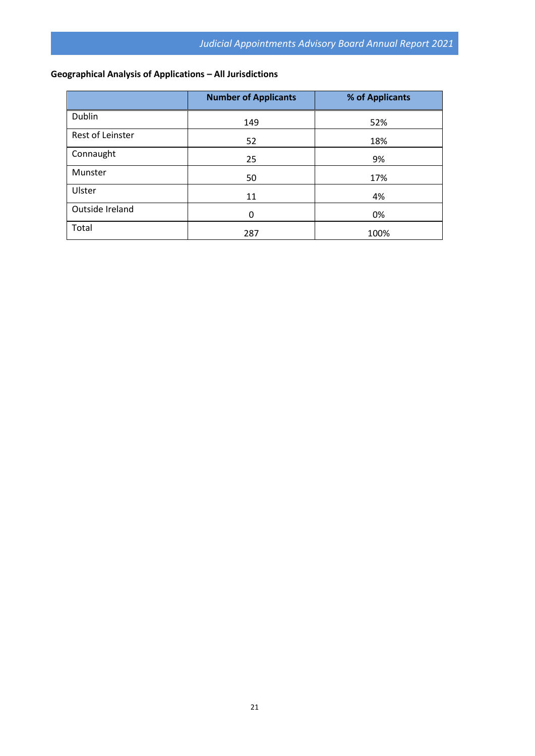**Geographical Analysis of Applications – All Jurisdictions**

| | Number of Applicants | % of Applicants |
|---|---|---|
| Dublin | 149 | 52% |
| Rest of Leinster | 52 | 18% |
| Connaught | 25 | 9% |
| Munster | 50 | 17% |
| Ulster | 11 | 4% |
| Outside Ireland | 0 | 0% |
| Total | 287 | 100% |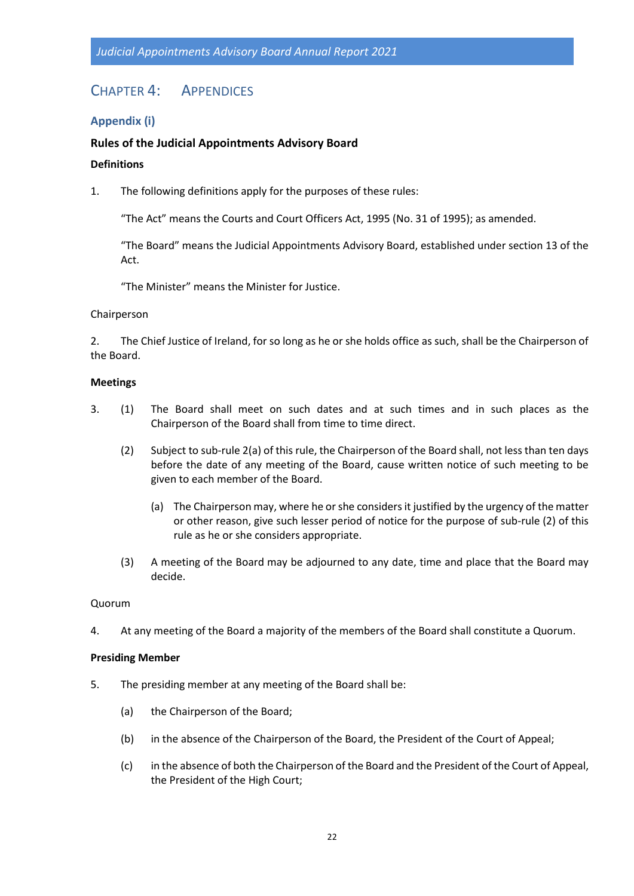# Chapter 4: Appendices

## Appendix (i)

**Rules of the Judicial Appointments Advisory Board**

**Definitions**

1. The following definitions apply for the purposes of these rules:

   "The Act" means the Courts and Court Officers Act, 1995 (No. 31 of 1995); as amended.

   "The Board" means the Judicial Appointments Advisory Board, established under section 13 of the Act.

   "The Minister" means the Minister for Justice.

Chairperson

2. The Chief Justice of Ireland, for so long as he or she holds office as such, shall be the Chairperson of the Board.

**Meetings**

3. (1) The Board shall meet on such dates and at such times and in such places as the Chairperson of the Board shall from time to time direct.

   (2) Subject to sub-rule 2(a) of this rule, the Chairperson of the Board shall, not less than ten days before the date of any meeting of the Board, cause written notice of such meeting to be given to each member of the Board.

      (a) The Chairperson may, where he or she considers it justified by the urgency of the matter or other reason, give such lesser period of notice for the purpose of sub-rule (2) of this rule as he or she considers appropriate.

   (3) A meeting of the Board may be adjourned to any date, time and place that the Board may decide.

Quorum

4. At any meeting of the Board a majority of the members of the Board shall constitute a Quorum.

**Presiding Member**

5. The presiding member at any meeting of the Board shall be:

   (a) the Chairperson of the Board;

   (b) in the absence of the Chairperson of the Board, the President of the Court of Appeal;

   (c) in the absence of both the Chairperson of the Board and the President of the Court of Appeal, the President of the High Court;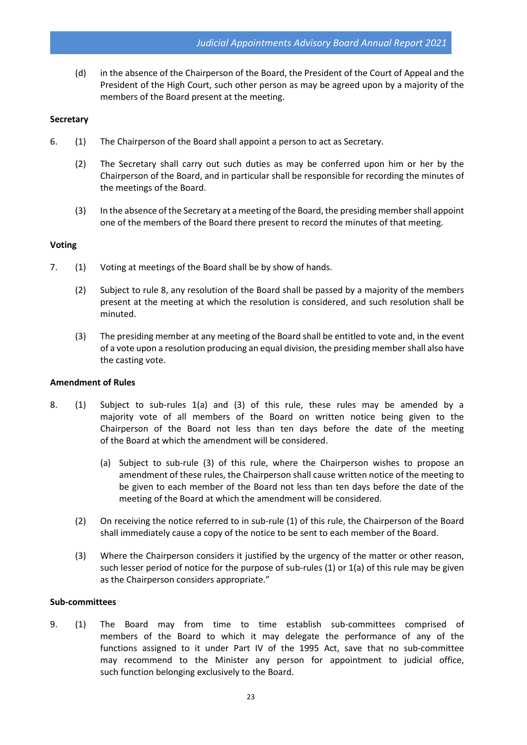(d) in the absence of the Chairperson of the Board, the President of the Court of Appeal and the President of the High Court, such other person as may be agreed upon by a majority of the members of the Board present at the meeting.

**Secretary**

6. (1) The Chairperson of the Board shall appoint a person to act as Secretary.

   (2) The Secretary shall carry out such duties as may be conferred upon him or her by the Chairperson of the Board, and in particular shall be responsible for recording the minutes of the meetings of the Board.

   (3) In the absence of the Secretary at a meeting of the Board, the presiding member shall appoint one of the members of the Board there present to record the minutes of that meeting.

**Voting**

7. (1) Voting at meetings of the Board shall be by show of hands.

   (2) Subject to rule 8, any resolution of the Board shall be passed by a majority of the members present at the meeting at which the resolution is considered, and such resolution shall be minuted.

   (3) The presiding member at any meeting of the Board shall be entitled to vote and, in the event of a vote upon a resolution producing an equal division, the presiding member shall also have the casting vote.

**Amendment of Rules**

8. (1) Subject to sub-rules 1(a) and (3) of this rule, these rules may be amended by a majority vote of all members of the Board on written notice being given to the Chairperson of the Board not less than ten days before the date of the meeting of the Board at which the amendment will be considered.

      (a) Subject to sub-rule (3) of this rule, where the Chairperson wishes to propose an amendment of these rules, the Chairperson shall cause written notice of the meeting to be given to each member of the Board not less than ten days before the date of the meeting of the Board at which the amendment will be considered.

   (2) On receiving the notice referred to in sub-rule (1) of this rule, the Chairperson of the Board shall immediately cause a copy of the notice to be sent to each member of the Board.

   (3) Where the Chairperson considers it justified by the urgency of the matter or other reason, such lesser period of notice for the purpose of sub-rules (1) or 1(a) of this rule may be given as the Chairperson considers appropriate."

**Sub-committees**

9. (1) The Board may from time to time establish sub-committees comprised of members of the Board to which it may delegate the performance of any of the functions assigned to it under Part IV of the 1995 Act, save that no sub-committee may recommend to the Minister any person for appointment to judicial office, such function belonging exclusively to the Board.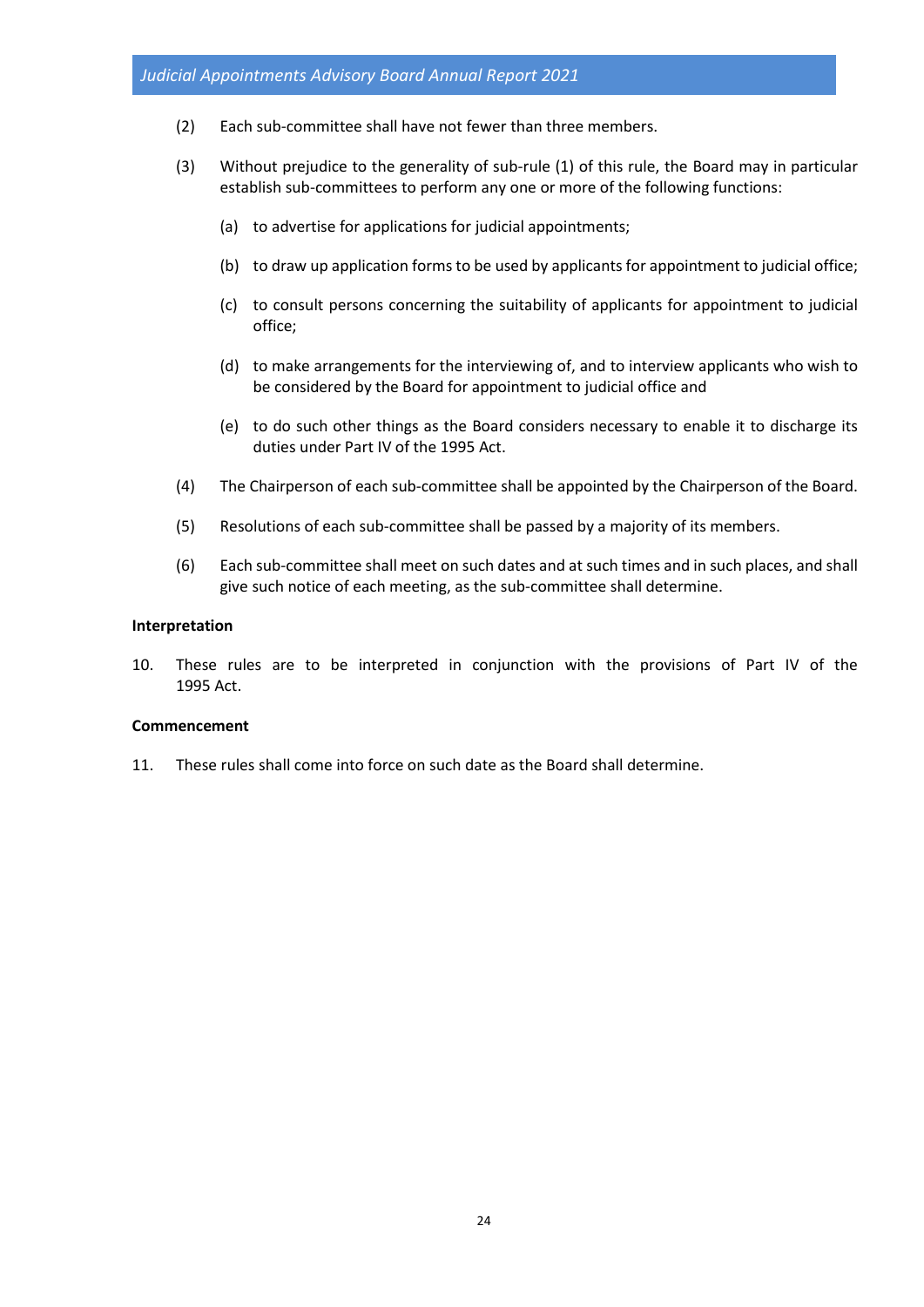(2) Each sub-committee shall have not fewer than three members.

(3) Without prejudice to the generality of sub-rule (1) of this rule, the Board may in particular establish sub-committees to perform any one or more of the following functions:

   (a) to advertise for applications for judicial appointments;

   (b) to draw up application forms to be used by applicants for appointment to judicial office;

   (c) to consult persons concerning the suitability of applicants for appointment to judicial office;

   (d) to make arrangements for the interviewing of, and to interview applicants who wish to be considered by the Board for appointment to judicial office and

   (e) to do such other things as the Board considers necessary to enable it to discharge its duties under Part IV of the 1995 Act.

(4) The Chairperson of each sub-committee shall be appointed by the Chairperson of the Board.

(5) Resolutions of each sub-committee shall be passed by a majority of its members.

(6) Each sub-committee shall meet on such dates and at such times and in such places, and shall give such notice of each meeting, as the sub-committee shall determine.

**Interpretation**

10. These rules are to be interpreted in conjunction with the provisions of Part IV of the 1995 Act.

**Commencement**

11. These rules shall come into force on such date as the Board shall determine.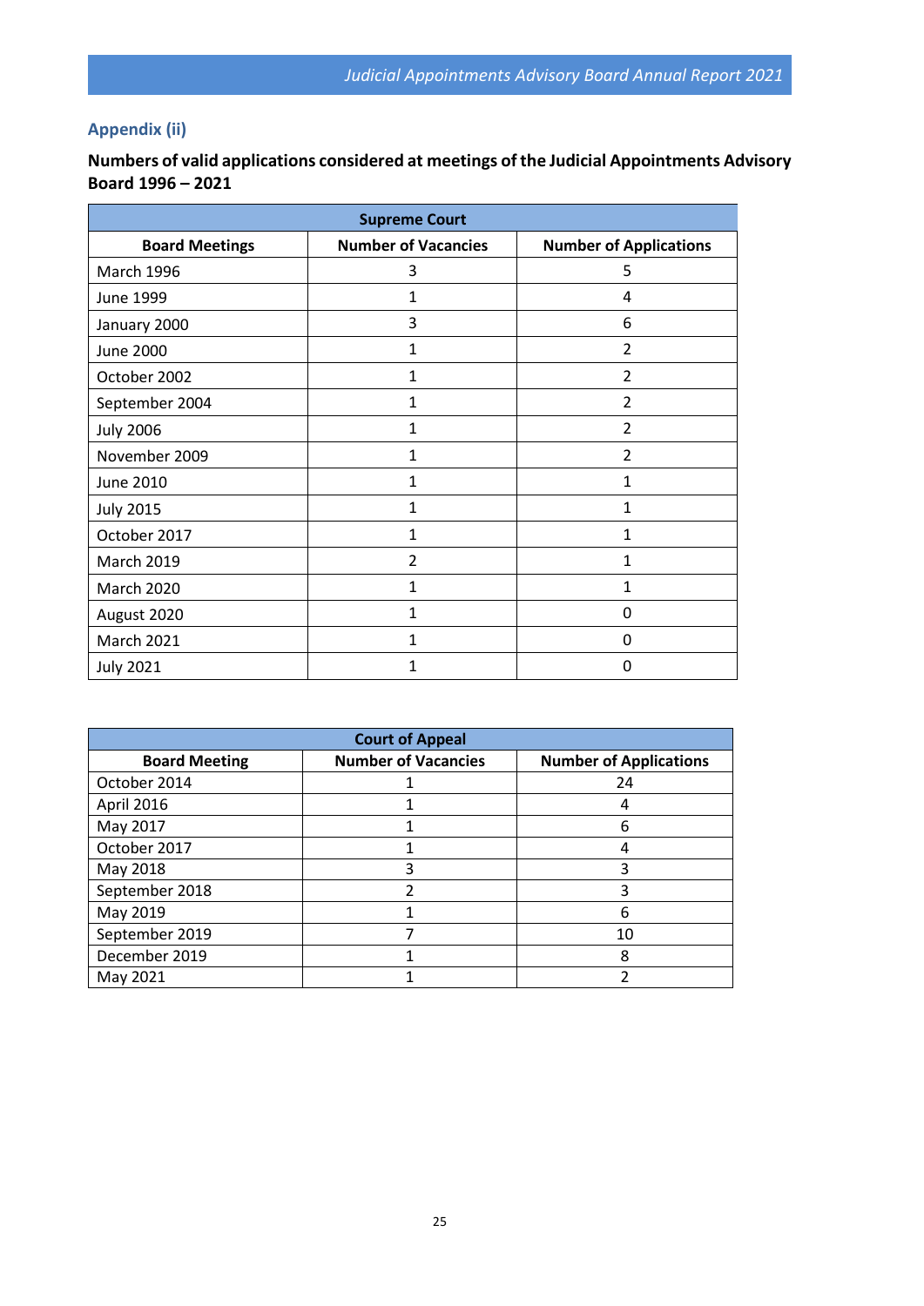## Appendix (ii)

**Numbers of valid applications considered at meetings of the Judicial Appointments Advisory Board 1996 – 2021**

| Supreme Court | | |
|---|---|---|
| **Board Meetings** | **Number of Vacancies** | **Number of Applications** |
| March 1996 | 3 | 5 |
| June 1999 | 1 | 4 |
| January 2000 | 3 | 6 |
| June 2000 | 1 | 2 |
| October 2002 | 1 | 2 |
| September 2004 | 1 | 2 |
| July 2006 | 1 | 2 |
| November 2009 | 1 | 2 |
| June 2010 | 1 | 1 |
| July 2015 | 1 | 1 |
| October 2017 | 1 | 1 |
| March 2019 | 2 | 1 |
| March 2020 | 1 | 1 |
| August 2020 | 1 | 0 |
| March 2021 | 1 | 0 |
| July 2021 | 1 | 0 |

| Court of Appeal | | |
|---|---|---|
| **Board Meeting** | **Number of Vacancies** | **Number of Applications** |
| October 2014 | 1 | 24 |
| April 2016 | 1 | 4 |
| May 2017 | 1 | 6 |
| October 2017 | 1 | 4 |
| May 2018 | 3 | 3 |
| September 2018 | 2 | 3 |
| May 2019 | 1 | 6 |
| September 2019 | 7 | 10 |
| December 2019 | 1 | 8 |
| May 2021 | 1 | 2 |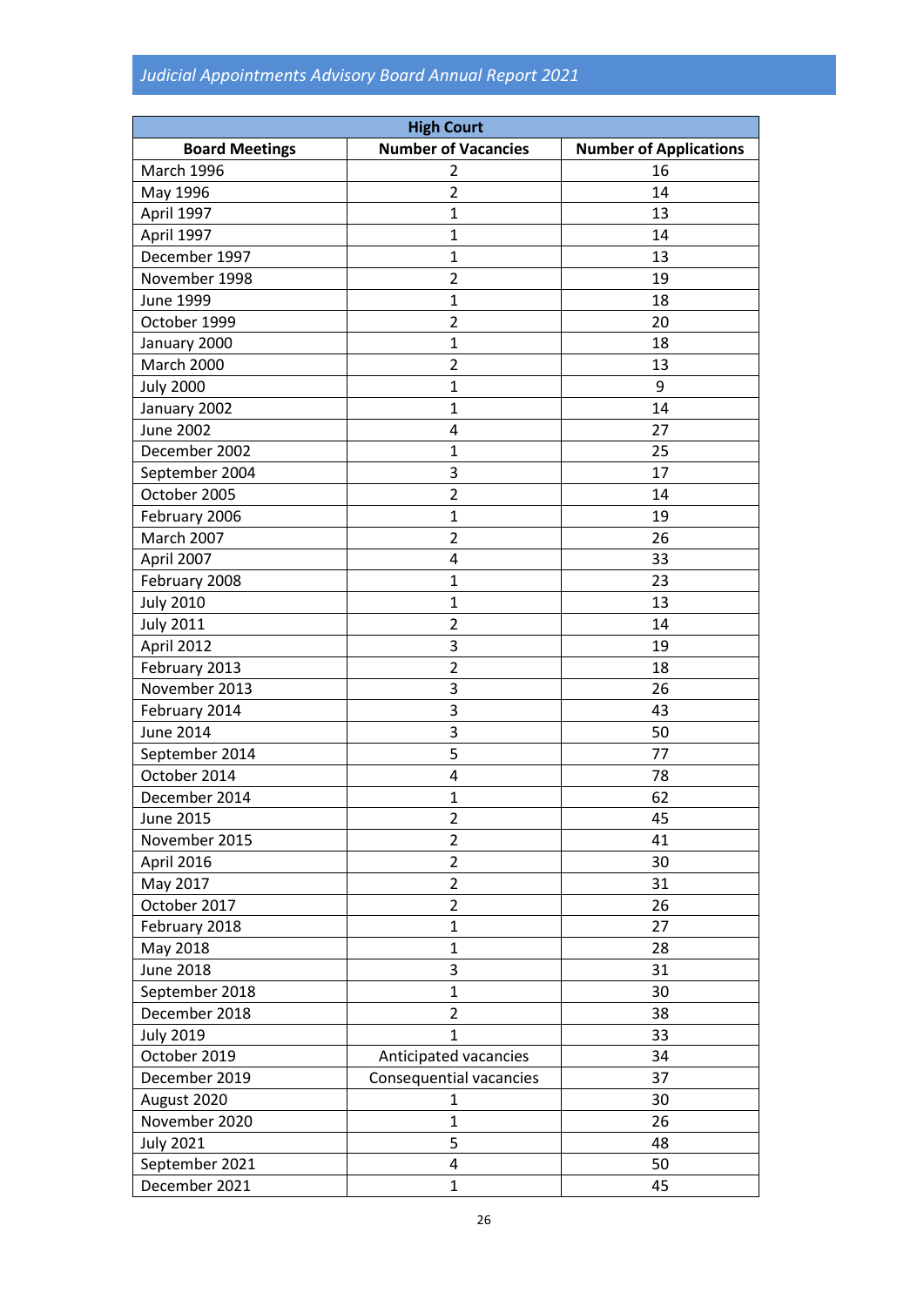| High Court | | |
|---|---|---|
| **Board Meetings** | **Number of Vacancies** | **Number of Applications** |
| March 1996 | 2 | 16 |
| May 1996 | 2 | 14 |
| April 1997 | 1 | 13 |
| April 1997 | 1 | 14 |
| December 1997 | 1 | 13 |
| November 1998 | 2 | 19 |
| June 1999 | 1 | 18 |
| October 1999 | 2 | 20 |
| January 2000 | 1 | 18 |
| March 2000 | 2 | 13 |
| July 2000 | 1 | 9 |
| January 2002 | 1 | 14 |
| June 2002 | 4 | 27 |
| December 2002 | 1 | 25 |
| September 2004 | 3 | 17 |
| October 2005 | 2 | 14 |
| February 2006 | 1 | 19 |
| March 2007 | 2 | 26 |
| April 2007 | 4 | 33 |
| February 2008 | 1 | 23 |
| July 2010 | 1 | 13 |
| July 2011 | 2 | 14 |
| April 2012 | 3 | 19 |
| February 2013 | 2 | 18 |
| November 2013 | 3 | 26 |
| February 2014 | 3 | 43 |
| June 2014 | 3 | 50 |
| September 2014 | 5 | 77 |
| October 2014 | 4 | 78 |
| December 2014 | 1 | 62 |
| June 2015 | 2 | 45 |
| November 2015 | 2 | 41 |
| April 2016 | 2 | 30 |
| May 2017 | 2 | 31 |
| October 2017 | 2 | 26 |
| February 2018 | 1 | 27 |
| May 2018 | 1 | 28 |
| June 2018 | 3 | 31 |
| September 2018 | 1 | 30 |
| December 2018 | 2 | 38 |
| July 2019 | 1 | 33 |
| October 2019 | Anticipated vacancies | 34 |
| December 2019 | Consequential vacancies | 37 |
| August 2020 | 1 | 30 |
| November 2020 | 1 | 26 |
| July 2021 | 5 | 48 |
| September 2021 | 4 | 50 |
| December 2021 | 1 | 45 |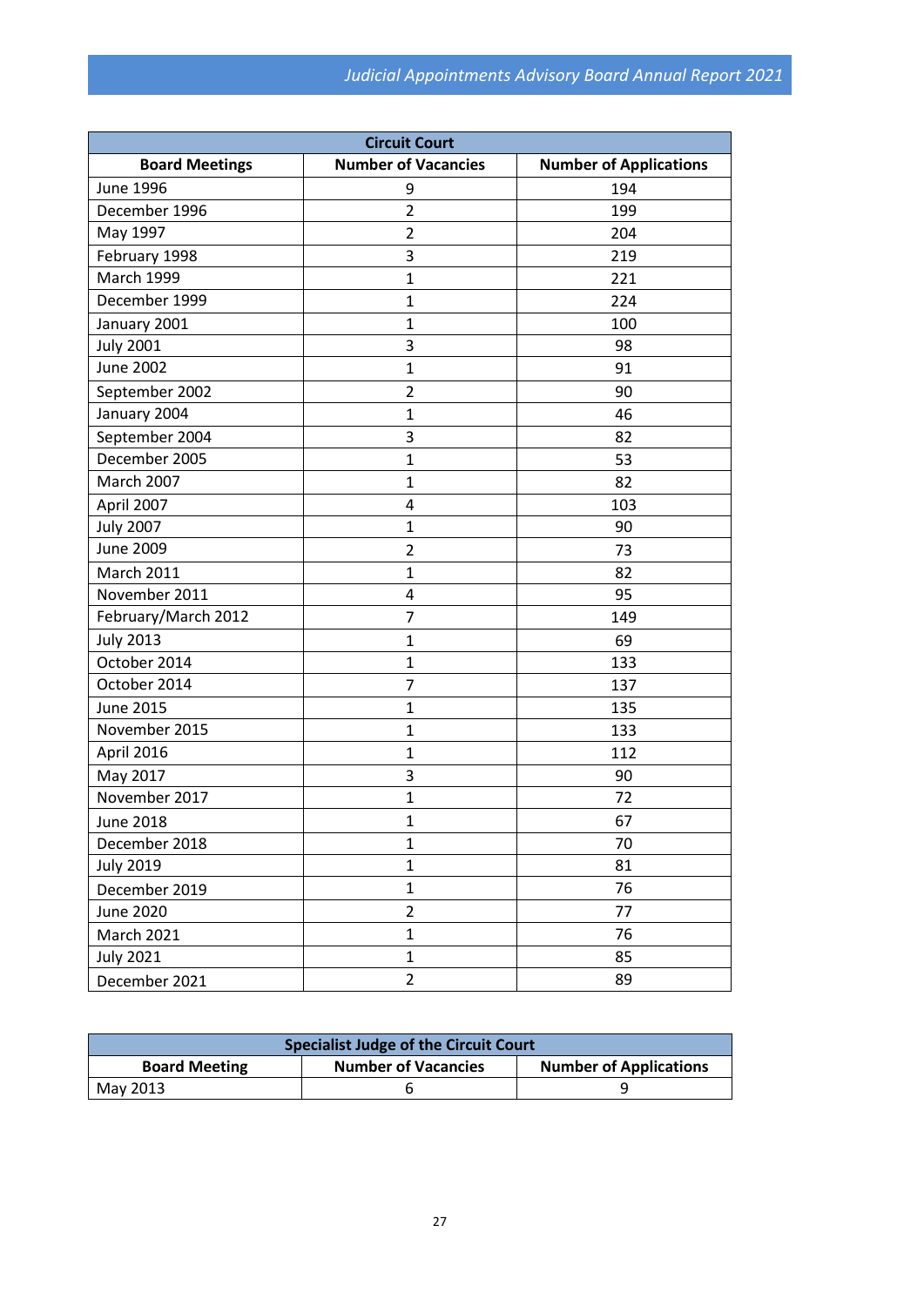| Circuit Court | | |
|---|---|---|
| **Board Meetings** | **Number of Vacancies** | **Number of Applications** |
| June 1996 | 9 | 194 |
| December 1996 | 2 | 199 |
| May 1997 | 2 | 204 |
| February 1998 | 3 | 219 |
| March 1999 | 1 | 221 |
| December 1999 | 1 | 224 |
| January 2001 | 1 | 100 |
| July 2001 | 3 | 98 |
| June 2002 | 1 | 91 |
| September 2002 | 2 | 90 |
| January 2004 | 1 | 46 |
| September 2004 | 3 | 82 |
| December 2005 | 1 | 53 |
| March 2007 | 1 | 82 |
| April 2007 | 4 | 103 |
| July 2007 | 1 | 90 |
| June 2009 | 2 | 73 |
| March 2011 | 1 | 82 |
| November 2011 | 4 | 95 |
| February/March 2012 | 7 | 149 |
| July 2013 | 1 | 69 |
| October 2014 | 1 | 133 |
| October 2014 | 7 | 137 |
| June 2015 | 1 | 135 |
| November 2015 | 1 | 133 |
| April 2016 | 1 | 112 |
| May 2017 | 3 | 90 |
| November 2017 | 1 | 72 |
| June 2018 | 1 | 67 |
| December 2018 | 1 | 70 |
| July 2019 | 1 | 81 |
| December 2019 | 1 | 76 |
| June 2020 | 2 | 77 |
| March 2021 | 1 | 76 |
| July 2021 | 1 | 85 |
| December 2021 | 2 | 89 |

| Specialist Judge of the Circuit Court | | |
|---|---|---|
| **Board Meeting** | **Number of Vacancies** | **Number of Applications** |
| May 2013 | 6 | 9 |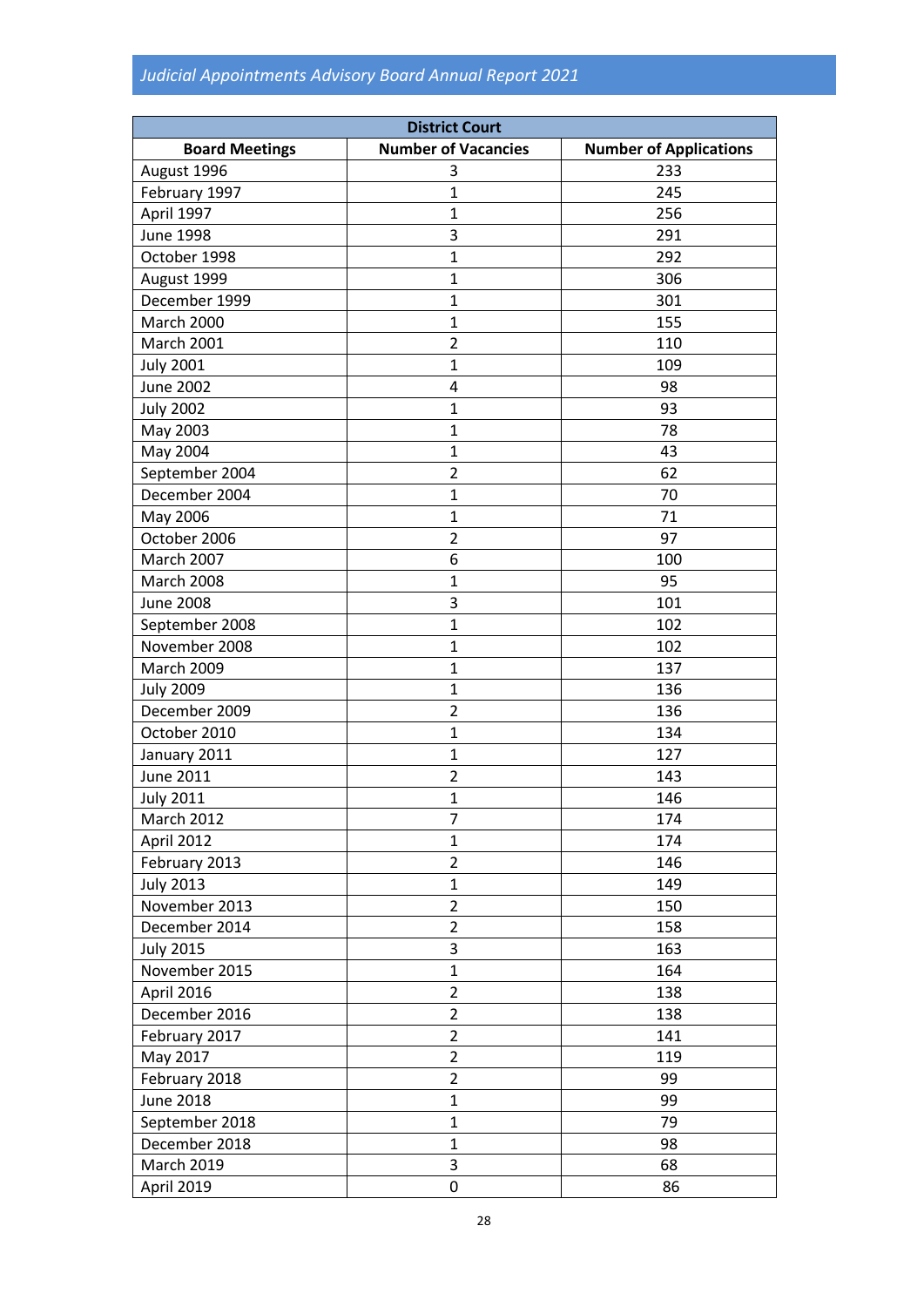| District Court | | |
|---|---|---|
| **Board Meetings** | **Number of Vacancies** | **Number of Applications** |
| August 1996 | 3 | 233 |
| February 1997 | 1 | 245 |
| April 1997 | 1 | 256 |
| June 1998 | 3 | 291 |
| October 1998 | 1 | 292 |
| August 1999 | 1 | 306 |
| December 1999 | 1 | 301 |
| March 2000 | 1 | 155 |
| March 2001 | 2 | 110 |
| July 2001 | 1 | 109 |
| June 2002 | 4 | 98 |
| July 2002 | 1 | 93 |
| May 2003 | 1 | 78 |
| May 2004 | 1 | 43 |
| September 2004 | 2 | 62 |
| December 2004 | 1 | 70 |
| May 2006 | 1 | 71 |
| October 2006 | 2 | 97 |
| March 2007 | 6 | 100 |
| March 2008 | 1 | 95 |
| June 2008 | 3 | 101 |
| September 2008 | 1 | 102 |
| November 2008 | 1 | 102 |
| March 2009 | 1 | 137 |
| July 2009 | 1 | 136 |
| December 2009 | 2 | 136 |
| October 2010 | 1 | 134 |
| January 2011 | 1 | 127 |
| June 2011 | 2 | 143 |
| July 2011 | 1 | 146 |
| March 2012 | 7 | 174 |
| April 2012 | 1 | 174 |
| February 2013 | 2 | 146 |
| July 2013 | 1 | 149 |
| November 2013 | 2 | 150 |
| December 2014 | 2 | 158 |
| July 2015 | 3 | 163 |
| November 2015 | 1 | 164 |
| April 2016 | 2 | 138 |
| December 2016 | 2 | 138 |
| February 2017 | 2 | 141 |
| May 2017 | 2 | 119 |
| February 2018 | 2 | 99 |
| June 2018 | 1 | 99 |
| September 2018 | 1 | 79 |
| December 2018 | 1 | 98 |
| March 2019 | 3 | 68 |
| April 2019 | 0 | 86 |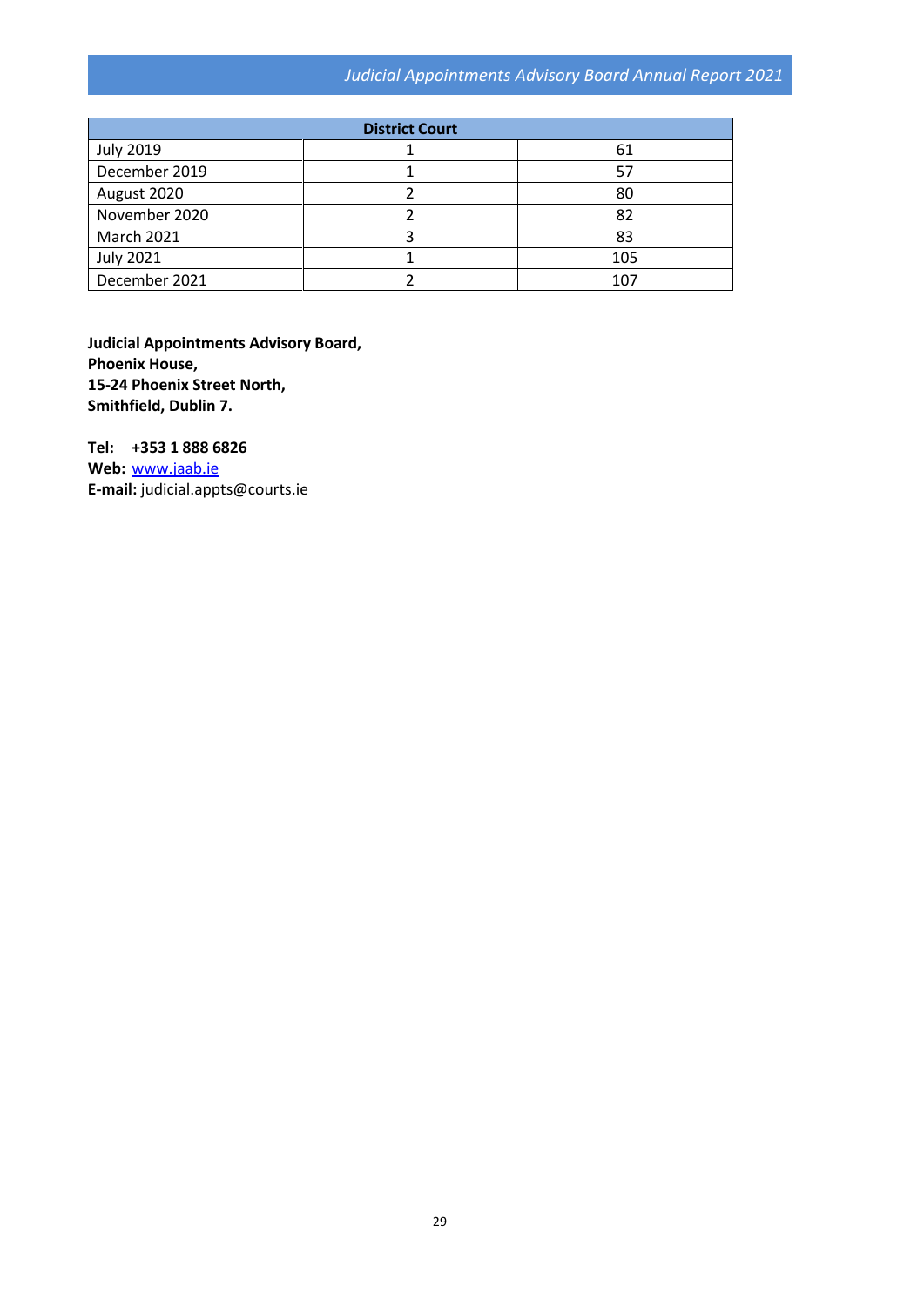| District Court | | |
|---|---|---|
| July 2019 | 1 | 61 |
| December 2019 | 1 | 57 |
| August 2020 | 2 | 80 |
| November 2020 | 2 | 82 |
| March 2021 | 3 | 83 |
| July 2021 | 1 | 105 |
| December 2021 | 2 | 107 |

**Judicial Appointments Advisory Board,**
**Phoenix House,**
**15-24 Phoenix Street North,**
**Smithfield, Dublin 7.**

**Tel: +353 1 888 6826**
**Web:** www.jaab.ie
**E-mail:** judicial.appts@courts.ie